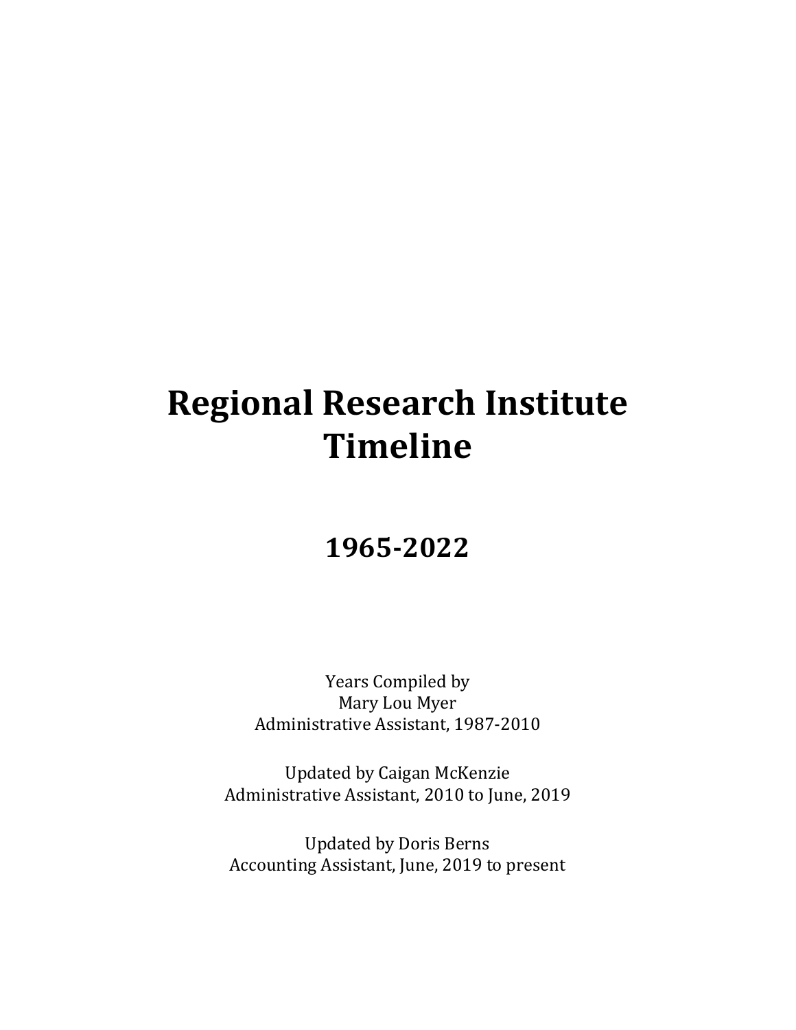# Regional Research Institute Timeline

## 1965-2022

Years Compiled by
Mary Lou Myer
Administrative Assistant, 1987-2010

Updated by Caigan McKenzie
Administrative Assistant, 2010 to June, 2019

Updated by Doris Berns
Accounting Assistant, June, 2019 to present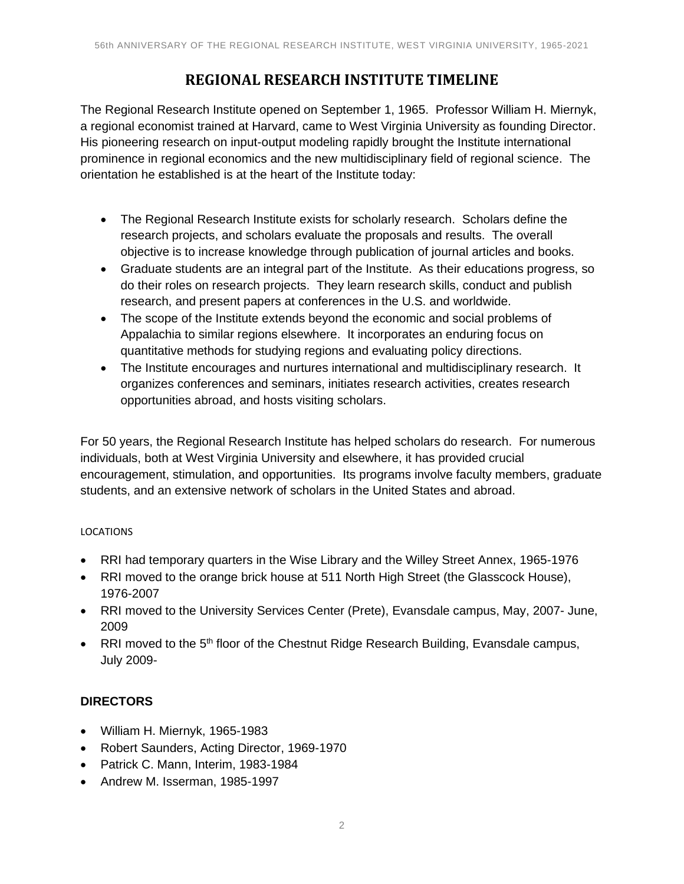# REGIONAL RESEARCH INSTITUTE TIMELINE

The Regional Research Institute opened on September 1, 1965. Professor William H. Miernyk, a regional economist trained at Harvard, came to West Virginia University as founding Director. His pioneering research on input-output modeling rapidly brought the Institute international prominence in regional economics and the new multidisciplinary field of regional science. The orientation he established is at the heart of the Institute today:

- The Regional Research Institute exists for scholarly research. Scholars define the research projects, and scholars evaluate the proposals and results. The overall objective is to increase knowledge through publication of journal articles and books.
- Graduate students are an integral part of the Institute. As their educations progress, so do their roles on research projects. They learn research skills, conduct and publish research, and present papers at conferences in the U.S. and worldwide.
- The scope of the Institute extends beyond the economic and social problems of Appalachia to similar regions elsewhere. It incorporates an enduring focus on quantitative methods for studying regions and evaluating policy directions.
- The Institute encourages and nurtures international and multidisciplinary research. It organizes conferences and seminars, initiates research activities, creates research opportunities abroad, and hosts visiting scholars.

For 50 years, the Regional Research Institute has helped scholars do research. For numerous individuals, both at West Virginia University and elsewhere, it has provided crucial encouragement, stimulation, and opportunities. Its programs involve faculty members, graduate students, and an extensive network of scholars in the United States and abroad.

LOCATIONS

- RRI had temporary quarters in the Wise Library and the Willey Street Annex, 1965-1976
- RRI moved to the orange brick house at 511 North High Street (the Glasscock House), 1976-2007
- RRI moved to the University Services Center (Prete), Evansdale campus, May, 2007- June, 2009
- RRI moved to the 5th floor of the Chestnut Ridge Research Building, Evansdale campus, July 2009-

## DIRECTORS

- William H. Miernyk, 1965-1983
- Robert Saunders, Acting Director, 1969-1970
- Patrick C. Mann, Interim, 1983-1984
- Andrew M. Isserman, 1985-1997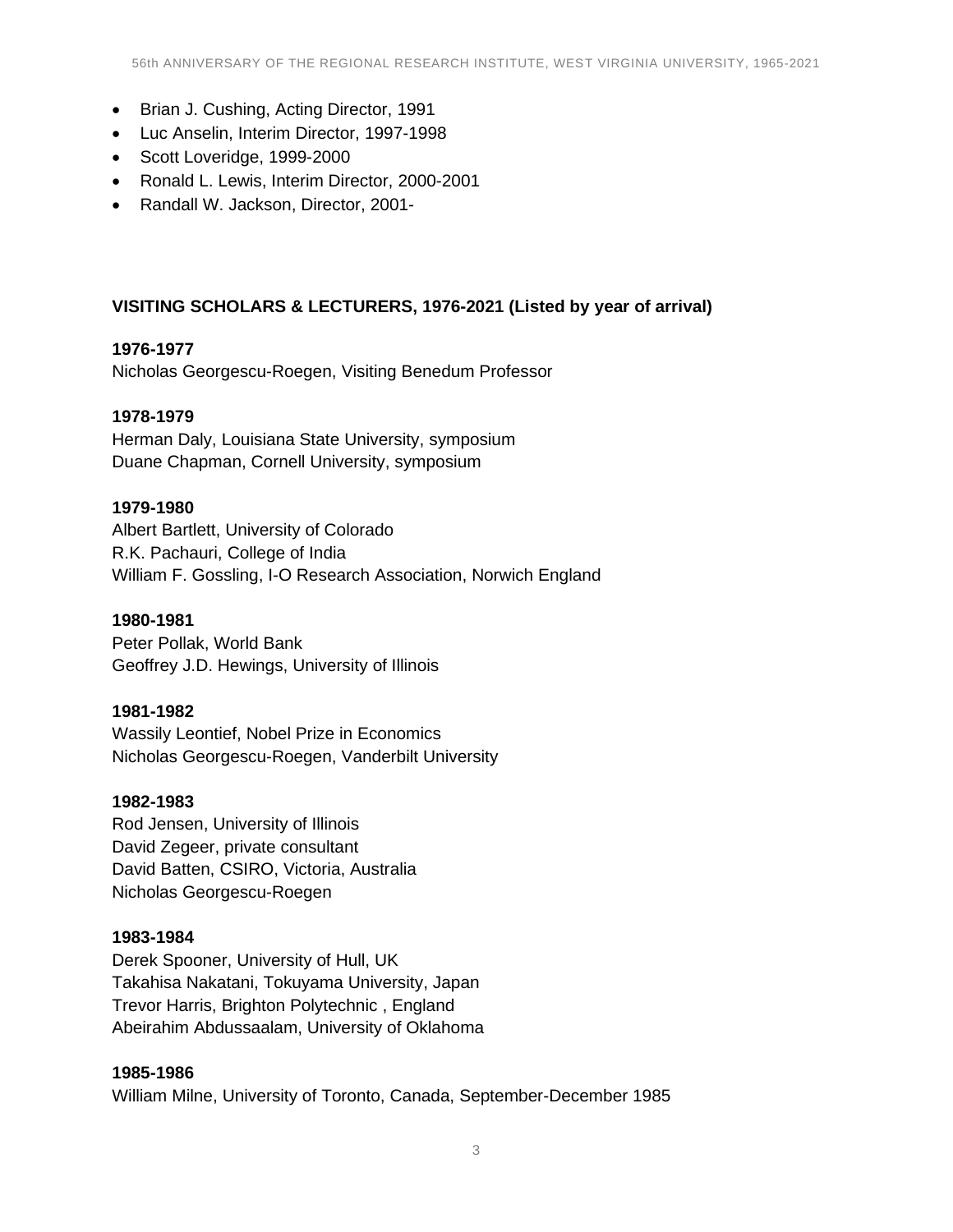- Brian J. Cushing, Acting Director, 1991
- Luc Anselin, Interim Director, 1997-1998
- Scott Loveridge, 1999-2000
- Ronald L. Lewis, Interim Director, 2000-2001
- Randall W. Jackson, Director, 2001-

**VISITING SCHOLARS & LECTURERS, 1976-2021 (Listed by year of arrival)**

**1976-1977**
Nicholas Georgescu-Roegen, Visiting Benedum Professor

**1978-1979**
Herman Daly, Louisiana State University, symposium
Duane Chapman, Cornell University, symposium

**1979-1980**
Albert Bartlett, University of Colorado
R.K. Pachauri, College of India
William F. Gossling, I-O Research Association, Norwich England

**1980-1981**
Peter Pollak, World Bank
Geoffrey J.D. Hewings, University of Illinois

**1981-1982**
Wassily Leontief, Nobel Prize in Economics
Nicholas Georgescu-Roegen, Vanderbilt University

**1982-1983**
Rod Jensen, University of Illinois
David Zegeer, private consultant
David Batten, CSIRO, Victoria, Australia
Nicholas Georgescu-Roegen

**1983-1984**
Derek Spooner, University of Hull, UK
Takahisa Nakatani, Tokuyama University, Japan
Trevor Harris, Brighton Polytechnic , England
Abeirahim Abdussaalam, University of Oklahoma

**1985-1986**
William Milne, University of Toronto, Canada, September-December 1985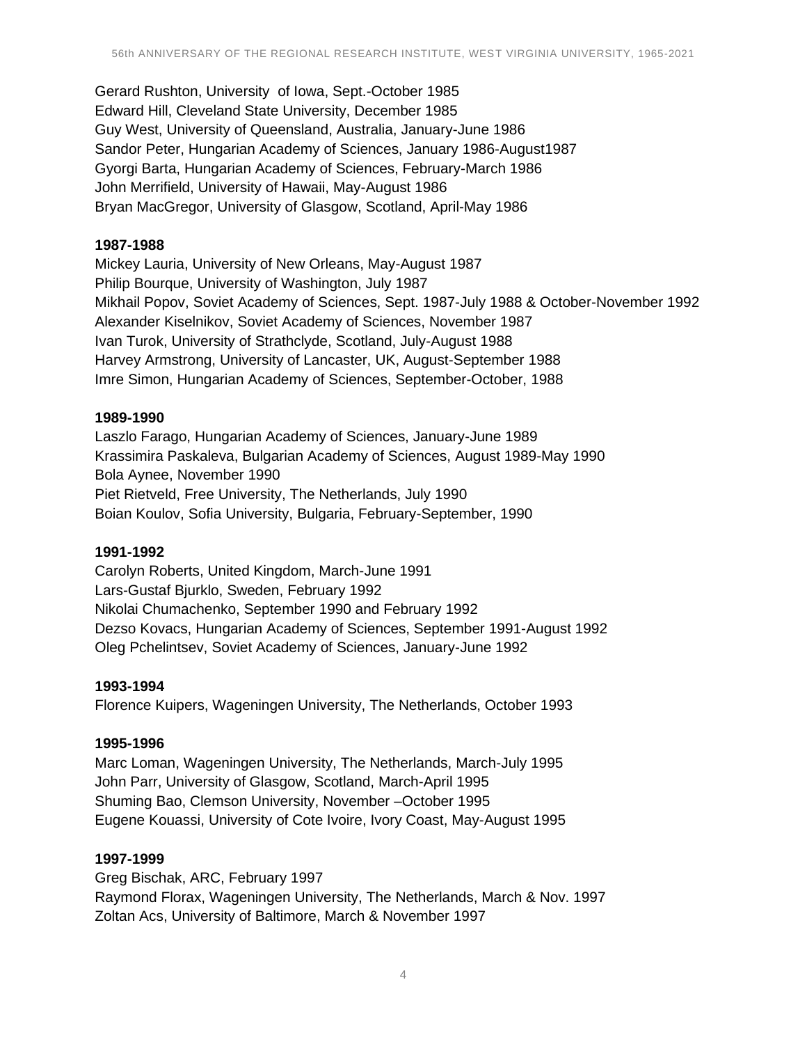Gerard Rushton, University of Iowa, Sept.-October 1985  
Edward Hill, Cleveland State University, December 1985  
Guy West, University of Queensland, Australia, January-June 1986  
Sandor Peter, Hungarian Academy of Sciences, January 1986-August1987  
Gyorgi Barta, Hungarian Academy of Sciences, February-March 1986  
John Merrifield, University of Hawaii, May-August 1986  
Bryan MacGregor, University of Glasgow, Scotland, April-May 1986

**1987-1988**

Mickey Lauria, University of New Orleans, May-August 1987  
Philip Bourque, University of Washington, July 1987  
Mikhail Popov, Soviet Academy of Sciences, Sept. 1987-July 1988 & October-November 1992  
Alexander Kiselnikov, Soviet Academy of Sciences, November 1987  
Ivan Turok, University of Strathclyde, Scotland, July-August 1988  
Harvey Armstrong, University of Lancaster, UK, August-September 1988  
Imre Simon, Hungarian Academy of Sciences, September-October, 1988

**1989-1990**

Laszlo Farago, Hungarian Academy of Sciences, January-June 1989  
Krassimira Paskaleva, Bulgarian Academy of Sciences, August 1989-May 1990  
Bola Aynee, November 1990  
Piet Rietveld, Free University, The Netherlands, July 1990  
Boian Koulov, Sofia University, Bulgaria, February-September, 1990

**1991-1992**

Carolyn Roberts, United Kingdom, March-June 1991  
Lars-Gustaf Bjurklo, Sweden, February 1992  
Nikolai Chumachenko, September 1990 and February 1992  
Dezso Kovacs, Hungarian Academy of Sciences, September 1991-August 1992  
Oleg Pchelintsev, Soviet Academy of Sciences, January-June 1992

**1993-1994**

Florence Kuipers, Wageningen University, The Netherlands, October 1993

**1995-1996**

Marc Loman, Wageningen University, The Netherlands, March-July 1995  
John Parr, University of Glasgow, Scotland, March-April 1995  
Shuming Bao, Clemson University, November –October 1995  
Eugene Kouassi, University of Cote Ivoire, Ivory Coast, May-August 1995

**1997-1999**

Greg Bischak, ARC, February 1997  
Raymond Florax, Wageningen University, The Netherlands, March & Nov. 1997  
Zoltan Acs, University of Baltimore, March & November 1997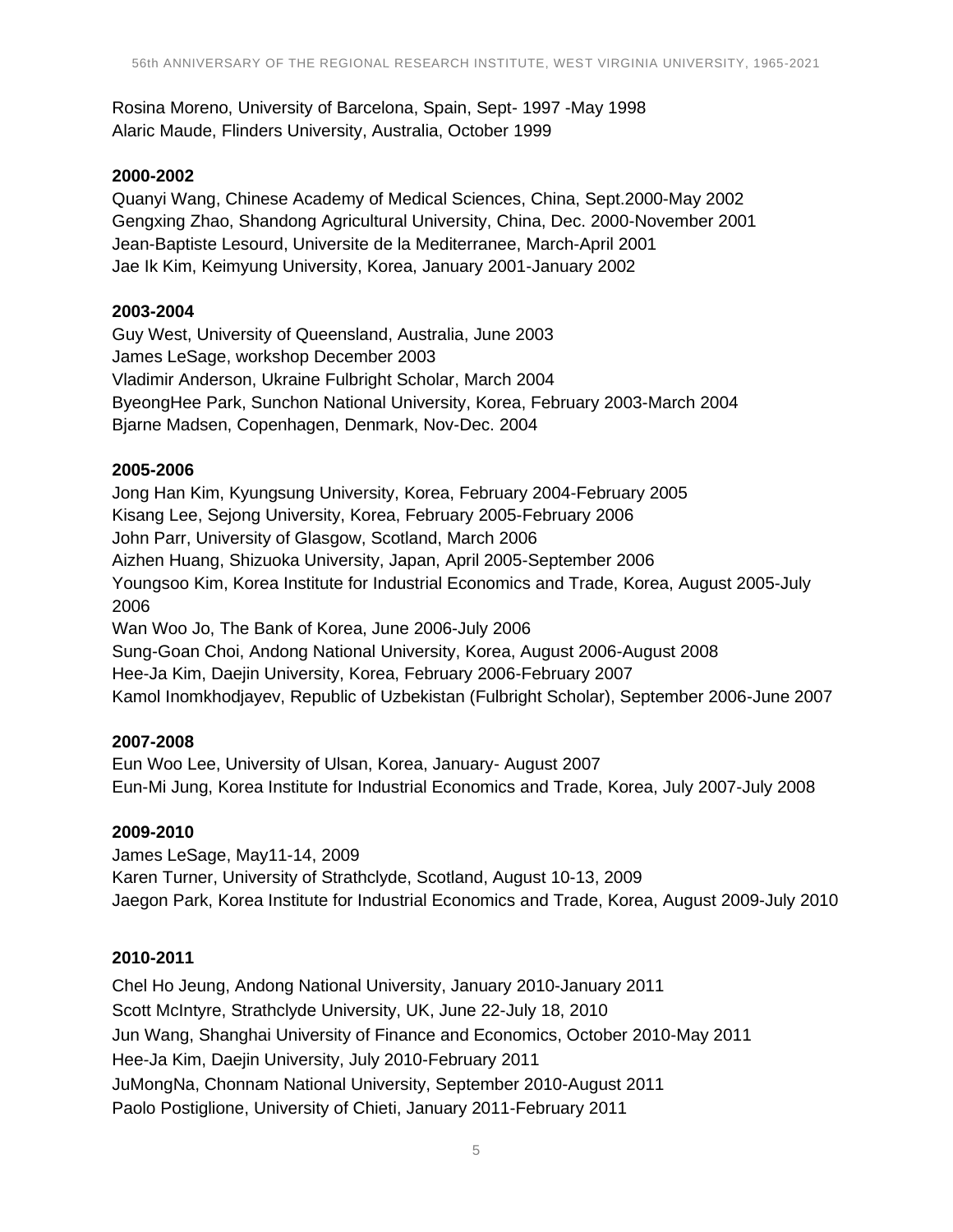Rosina Moreno, University of Barcelona, Spain, Sept- 1997 -May 1998
Alaric Maude, Flinders University, Australia, October 1999

**2000-2002**

Quanyi Wang, Chinese Academy of Medical Sciences, China, Sept.2000-May 2002
Gengxing Zhao, Shandong Agricultural University, China, Dec. 2000-November 2001
Jean-Baptiste Lesourd, Universite de la Mediterranee, March-April 2001
Jae Ik Kim, Keimyung University, Korea, January 2001-January 2002

**2003-2004**

Guy West, University of Queensland, Australia, June 2003
James LeSage, workshop December 2003
Vladimir Anderson, Ukraine Fulbright Scholar, March 2004
ByeongHee Park, Sunchon National University, Korea, February 2003-March 2004
Bjarne Madsen, Copenhagen, Denmark, Nov-Dec. 2004

**2005-2006**

Jong Han Kim, Kyungsung University, Korea, February 2004-February 2005
Kisang Lee, Sejong University, Korea, February 2005-February 2006
John Parr, University of Glasgow, Scotland, March 2006
Aizhen Huang, Shizuoka University, Japan, April 2005-September 2006
Youngsoo Kim, Korea Institute for Industrial Economics and Trade, Korea, August 2005-July 2006
Wan Woo Jo, The Bank of Korea, June 2006-July 2006
Sung-Goan Choi, Andong National University, Korea, August 2006-August 2008
Hee-Ja Kim, Daejin University, Korea, February 2006-February 2007
Kamol Inomkhodjayev, Republic of Uzbekistan (Fulbright Scholar), September 2006-June 2007

**2007-2008**

Eun Woo Lee, University of Ulsan, Korea, January- August 2007
Eun-Mi Jung, Korea Institute for Industrial Economics and Trade, Korea, July 2007-July 2008

**2009-2010**

James LeSage, May11-14, 2009
Karen Turner, University of Strathclyde, Scotland, August 10-13, 2009
Jaegon Park, Korea Institute for Industrial Economics and Trade, Korea, August 2009-July 2010

**2010-2011**

Chel Ho Jeung, Andong National University, January 2010-January 2011
Scott McIntyre, Strathclyde University, UK, June 22-July 18, 2010
Jun Wang, Shanghai University of Finance and Economics, October 2010-May 2011
Hee-Ja Kim, Daejin University, July 2010-February 2011
JuMongNa, Chonnam National University, September 2010-August 2011
Paolo Postiglione, University of Chieti, January 2011-February 2011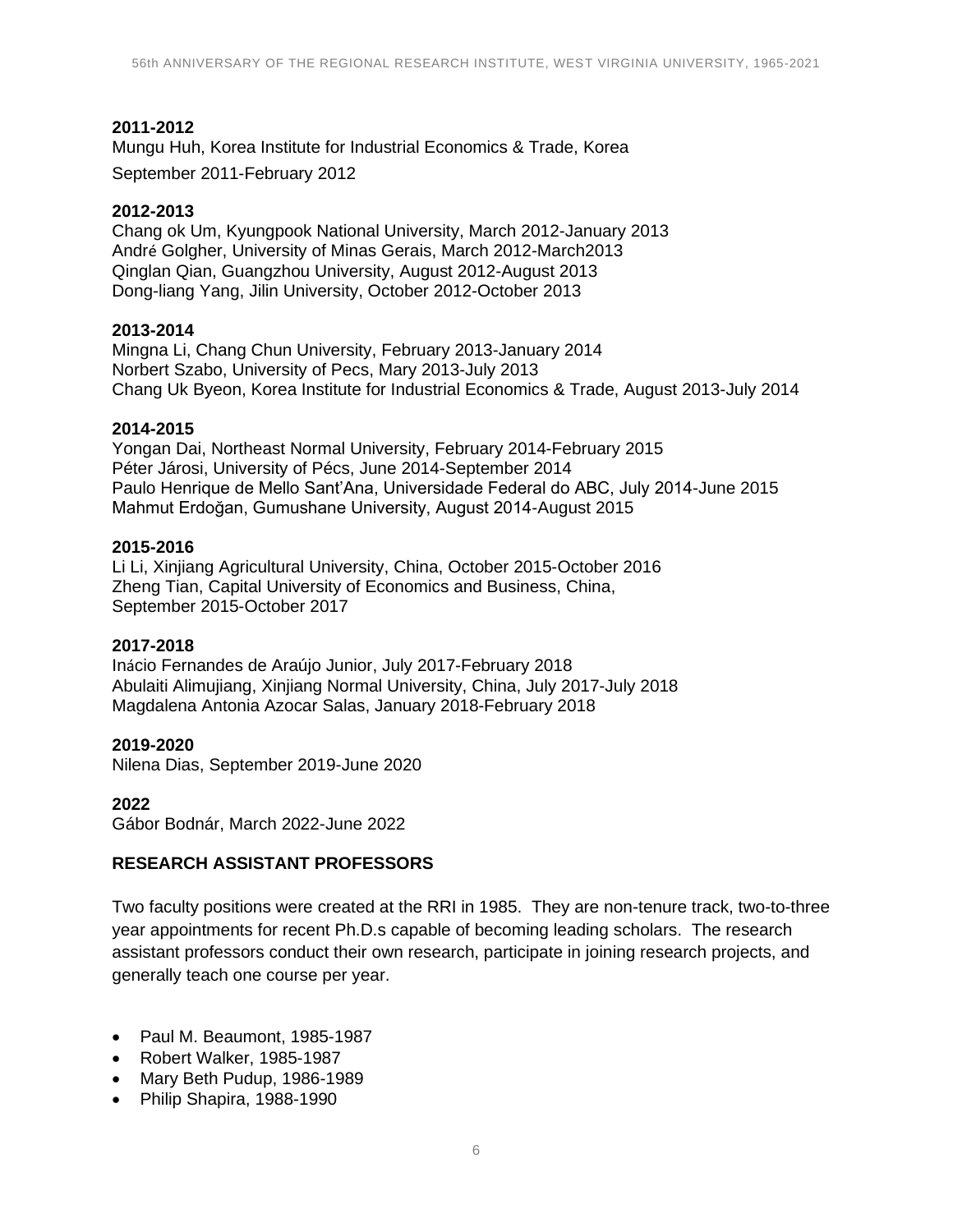**2011-2012**

Mungu Huh, Korea Institute for Industrial Economics & Trade, Korea
September 2011-February 2012

**2012-2013**

Chang ok Um, Kyungpook National University, March 2012-January 2013
André Golgher, University of Minas Gerais, March 2012-March2013
Qinglan Qian, Guangzhou University, August 2012-August 2013
Dong-liang Yang, Jilin University, October 2012-October 2013

**2013-2014**

Mingna Li, Chang Chun University, February 2013-January 2014
Norbert Szabo, University of Pecs, Mary 2013-July 2013
Chang Uk Byeon, Korea Institute for Industrial Economics & Trade, August 2013-July 2014

**2014-2015**

Yongan Dai, Northeast Normal University, February 2014-February 2015
Péter Járosi, University of Pécs, June 2014-September 2014
Paulo Henrique de Mello Sant'Ana, Universidade Federal do ABC, July 2014-June 2015
Mahmut Erdoğan, Gumushane University, August 2014-August 2015

**2015-2016**

Li Li, Xinjiang Agricultural University, China, October 2015-October 2016
Zheng Tian, Capital University of Economics and Business, China,
September 2015-October 2017

**2017-2018**

Inácio Fernandes de Araújo Junior, July 2017-February 2018
Abulaiti Alimujiang, Xinjiang Normal University, China, July 2017-July 2018
Magdalena Antonia Azocar Salas, January 2018-February 2018

**2019-2020**

Nilena Dias, September 2019-June 2020

**2022**

Gábor Bodnár, March 2022-June 2022

## RESEARCH ASSISTANT PROFESSORS

Two faculty positions were created at the RRI in 1985. They are non-tenure track, two-to-three year appointments for recent Ph.D.s capable of becoming leading scholars. The research assistant professors conduct their own research, participate in joining research projects, and generally teach one course per year.

- Paul M. Beaumont, 1985-1987
- Robert Walker, 1985-1987
- Mary Beth Pudup, 1986-1989
- Philip Shapira, 1988-1990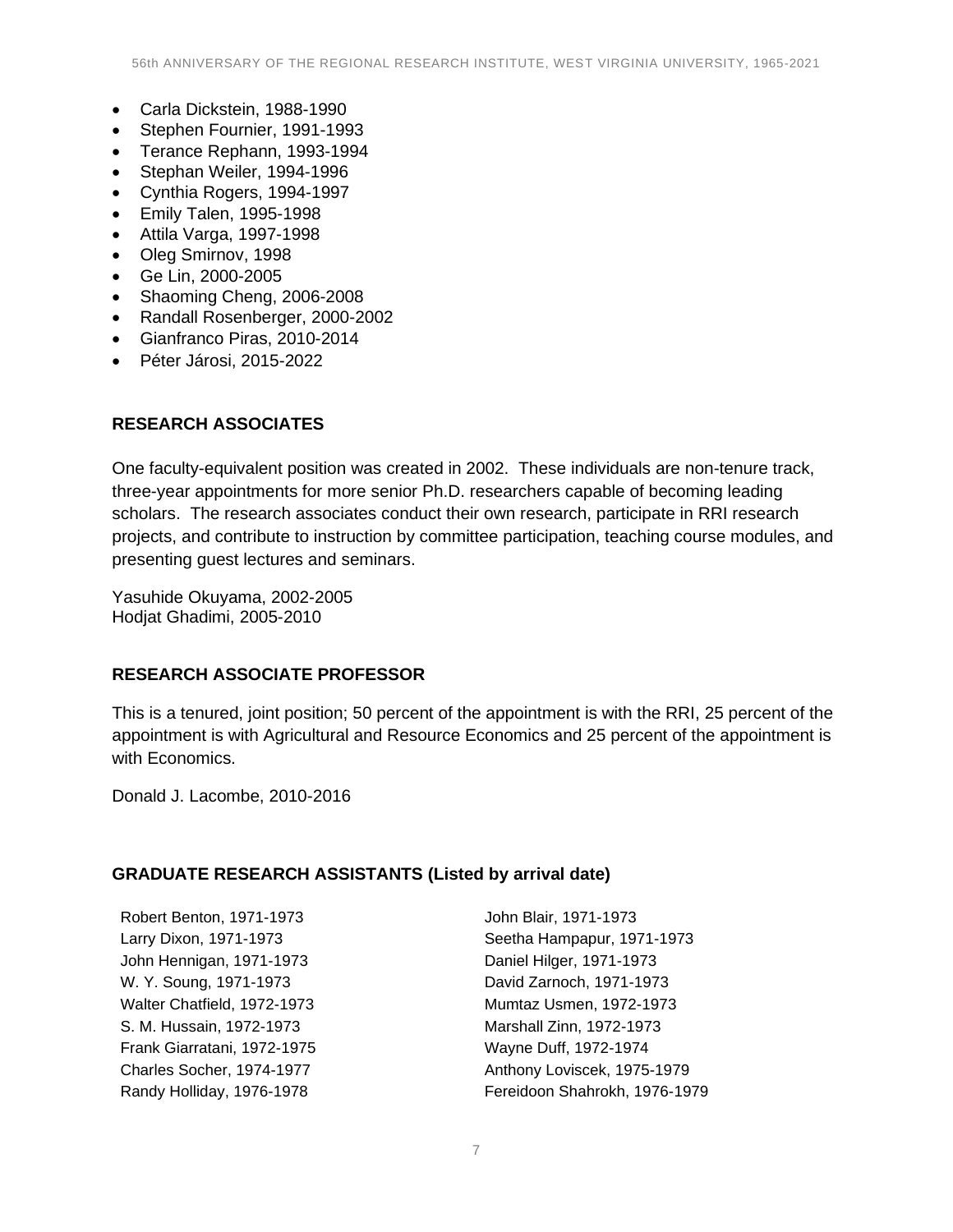- Carla Dickstein, 1988-1990
- Stephen Fournier, 1991-1993
- Terance Rephann, 1993-1994
- Stephan Weiler, 1994-1996
- Cynthia Rogers, 1994-1997
- Emily Talen, 1995-1998
- Attila Varga, 1997-1998
- Oleg Smirnov, 1998
- Ge Lin, 2000-2005
- Shaoming Cheng, 2006-2008
- Randall Rosenberger, 2000-2002
- Gianfranco Piras, 2010-2014
- Péter Járosi, 2015-2022

## RESEARCH ASSOCIATES

One faculty-equivalent position was created in 2002. These individuals are non-tenure track, three-year appointments for more senior Ph.D. researchers capable of becoming leading scholars. The research associates conduct their own research, participate in RRI research projects, and contribute to instruction by committee participation, teaching course modules, and presenting guest lectures and seminars.

Yasuhide Okuyama, 2002-2005
Hodjat Ghadimi, 2005-2010

## RESEARCH ASSOCIATE PROFESSOR

This is a tenured, joint position; 50 percent of the appointment is with the RRI, 25 percent of the appointment is with Agricultural and Resource Economics and 25 percent of the appointment is with Economics.

Donald J. Lacombe, 2010-2016

## GRADUATE RESEARCH ASSISTANTS (Listed by arrival date)

Robert Benton, 1971-1973
John Blair, 1971-1973
Larry Dixon, 1971-1973
Seetha Hampapur, 1971-1973
John Hennigan, 1971-1973
Daniel Hilger, 1971-1973
W. Y. Soung, 1971-1973
David Zarnoch, 1971-1973
Walter Chatfield, 1972-1973
Mumtaz Usmen, 1972-1973
S. M. Hussain, 1972-1973
Marshall Zinn, 1972-1973
Frank Giarratani, 1972-1975
Wayne Duff, 1972-1974
Charles Socher, 1974-1977
Anthony Loviscek, 1975-1979
Randy Holliday, 1976-1978
Fereidoon Shahrokh, 1976-1979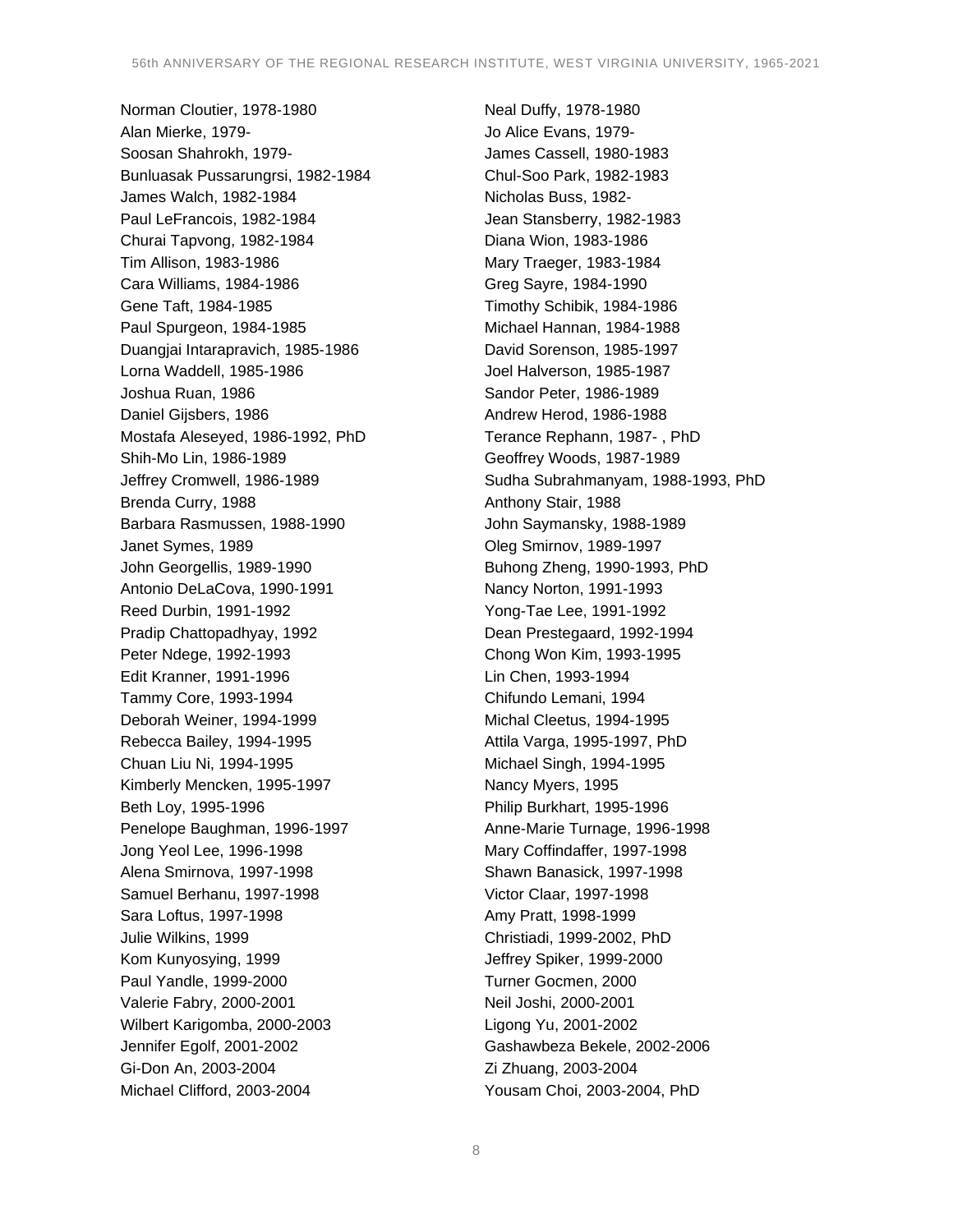Norman Cloutier, 1978-1980
Alan Mierke, 1979-
Soosan Shahrokh, 1979-
Bunluasak Pussarungrsi, 1982-1984
James Walch, 1982-1984
Paul LeFrancois, 1982-1984
Churai Tapvong, 1982-1984
Tim Allison, 1983-1986
Cara Williams, 1984-1986
Gene Taft, 1984-1985
Paul Spurgeon, 1984-1985
Duangjai Intarapravich, 1985-1986
Lorna Waddell, 1985-1986
Joshua Ruan, 1986
Daniel Gijsbers, 1986
Mostafa Aleseyed, 1986-1992, PhD
Shih-Mo Lin, 1986-1989
Jeffrey Cromwell, 1986-1989
Brenda Curry, 1988
Barbara Rasmussen, 1988-1990
Janet Symes, 1989
John Georgellis, 1989-1990
Antonio DeLaCova, 1990-1991
Reed Durbin, 1991-1992
Pradip Chattopadhyay, 1992
Peter Ndege, 1992-1993
Edit Kranner, 1991-1996
Tammy Core, 1993-1994
Deborah Weiner, 1994-1999
Rebecca Bailey, 1994-1995
Chuan Liu Ni, 1994-1995
Kimberly Mencken, 1995-1997
Beth Loy, 1995-1996
Penelope Baughman, 1996-1997
Jong Yeol Lee, 1996-1998
Alena Smirnova, 1997-1998
Samuel Berhanu, 1997-1998
Sara Loftus, 1997-1998
Julie Wilkins, 1999
Kom Kunyosying, 1999
Paul Yandle, 1999-2000
Valerie Fabry, 2000-2001
Wilbert Karigomba, 2000-2003
Jennifer Egolf, 2001-2002
Gi-Don An, 2003-2004
Michael Clifford, 2003-2004
Neal Duffy, 1978-1980
Jo Alice Evans, 1979-
James Cassell, 1980-1983
Chul-Soo Park, 1982-1983
Nicholas Buss, 1982-
Jean Stansberry, 1982-1983
Diana Wion, 1983-1986
Mary Traeger, 1983-1984
Greg Sayre, 1984-1990
Timothy Schibik, 1984-1986
Michael Hannan, 1984-1988
David Sorenson, 1985-1997
Joel Halverson, 1985-1987
Sandor Peter, 1986-1989
Andrew Herod, 1986-1988
Terance Rephann, 1987- , PhD
Geoffrey Woods, 1987-1989
Sudha Subrahmanyam, 1988-1993, PhD
Anthony Stair, 1988
John Saymansky, 1988-1989
Oleg Smirnov, 1989-1997
Buhong Zheng, 1990-1993, PhD
Nancy Norton, 1991-1993
Yong-Tae Lee, 1991-1992
Dean Prestegaard, 1992-1994
Chong Won Kim, 1993-1995
Lin Chen, 1993-1994
Chifundo Lemani, 1994
Michal Cleetus, 1994-1995
Attila Varga, 1995-1997, PhD
Michael Singh, 1994-1995
Nancy Myers, 1995
Philip Burkhart, 1995-1996
Anne-Marie Turnage, 1996-1998
Mary Coffindaffer, 1997-1998
Shawn Banasick, 1997-1998
Victor Claar, 1997-1998
Amy Pratt, 1998-1999
Christiadi, 1999-2002, PhD
Jeffrey Spiker, 1999-2000
Turner Gocmen, 2000
Neil Joshi, 2000-2001
Ligong Yu, 2001-2002
Gashawbeza Bekele, 2002-2006
Zi Zhuang, 2003-2004
Yousam Choi, 2003-2004, PhD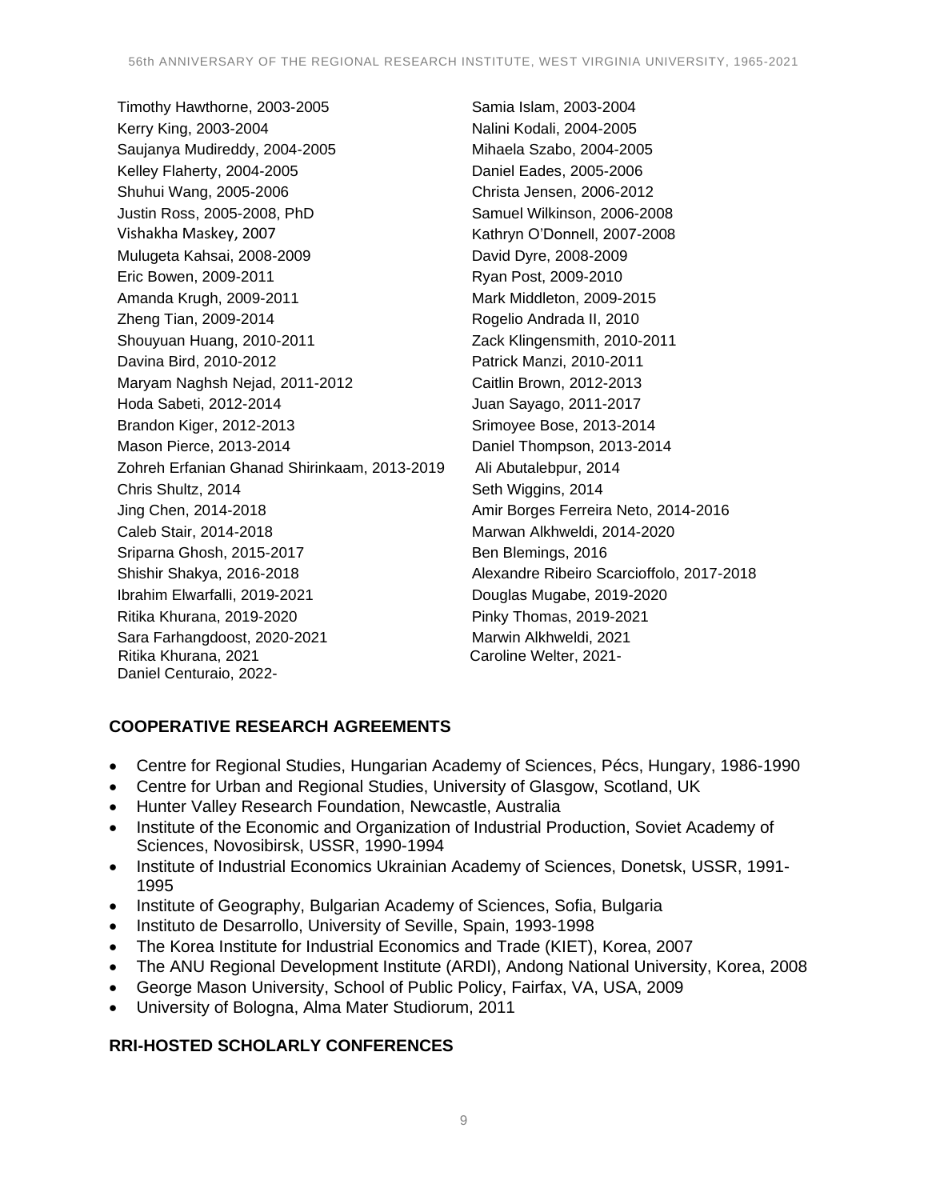Timothy Hawthorne, 2003-2005
Kerry King, 2003-2004
Saujanya Mudireddy, 2004-2005
Kelley Flaherty, 2004-2005
Shuhui Wang, 2005-2006
Justin Ross, 2005-2008, PhD
Vishakha Maskey, 2007
Mulugeta Kahsai, 2008-2009
Eric Bowen, 2009-2011
Amanda Krugh, 2009-2011
Zheng Tian, 2009-2014
Shouyuan Huang, 2010-2011
Davina Bird, 2010-2012
Maryam Naghsh Nejad, 2011-2012
Hoda Sabeti, 2012-2014
Brandon Kiger, 2012-2013
Mason Pierce, 2013-2014
Zohreh Erfanian Ghanad Shirinkaam, 2013-2019
Chris Shultz, 2014
Jing Chen, 2014-2018
Caleb Stair, 2014-2018
Sriparna Ghosh, 2015-2017
Shishir Shakya, 2016-2018
Ibrahim Elwarfalli, 2019-2021
Ritika Khurana, 2019-2020
Sara Farhangdoost, 2020-2021
Ritika Khurana, 2021
Daniel Centuraio, 2022-
Samia Islam, 2003-2004
Nalini Kodali, 2004-2005
Mihaela Szabo, 2004-2005
Daniel Eades, 2005-2006
Christa Jensen, 2006-2012
Samuel Wilkinson, 2006-2008
Kathryn O'Donnell, 2007-2008
David Dyre, 2008-2009
Ryan Post, 2009-2010
Mark Middleton, 2009-2015
Rogelio Andrada II, 2010
Zack Klingensmith, 2010-2011
Patrick Manzi, 2010-2011
Caitlin Brown, 2012-2013
Juan Sayago, 2011-2017
Srimoyee Bose, 2013-2014
Daniel Thompson, 2013-2014
Ali Abutalebpur, 2014
Seth Wiggins, 2014
Amir Borges Ferreira Neto, 2014-2016
Marwan Alkhweldi, 2014-2020
Ben Blemings, 2016
Alexandre Ribeiro Scarcioffolo, 2017-2018
Douglas Mugabe, 2019-2020
Pinky Thomas, 2019-2021
Marwin Alkhweldi, 2021
Caroline Welter, 2021-

## COOPERATIVE RESEARCH AGREEMENTS

- Centre for Regional Studies, Hungarian Academy of Sciences, Pécs, Hungary, 1986-1990
- Centre for Urban and Regional Studies, University of Glasgow, Scotland, UK
- Hunter Valley Research Foundation, Newcastle, Australia
- Institute of the Economic and Organization of Industrial Production, Soviet Academy of Sciences, Novosibirsk, USSR, 1990-1994
- Institute of Industrial Economics Ukrainian Academy of Sciences, Donetsk, USSR, 1991-1995
- Institute of Geography, Bulgarian Academy of Sciences, Sofia, Bulgaria
- Instituto de Desarrollo, University of Seville, Spain, 1993-1998
- The Korea Institute for Industrial Economics and Trade (KIET), Korea, 2007
- The ANU Regional Development Institute (ARDI), Andong National University, Korea, 2008
- George Mason University, School of Public Policy, Fairfax, VA, USA, 2009
- University of Bologna, Alma Mater Studiorum, 2011

## RRI-HOSTED SCHOLARLY CONFERENCES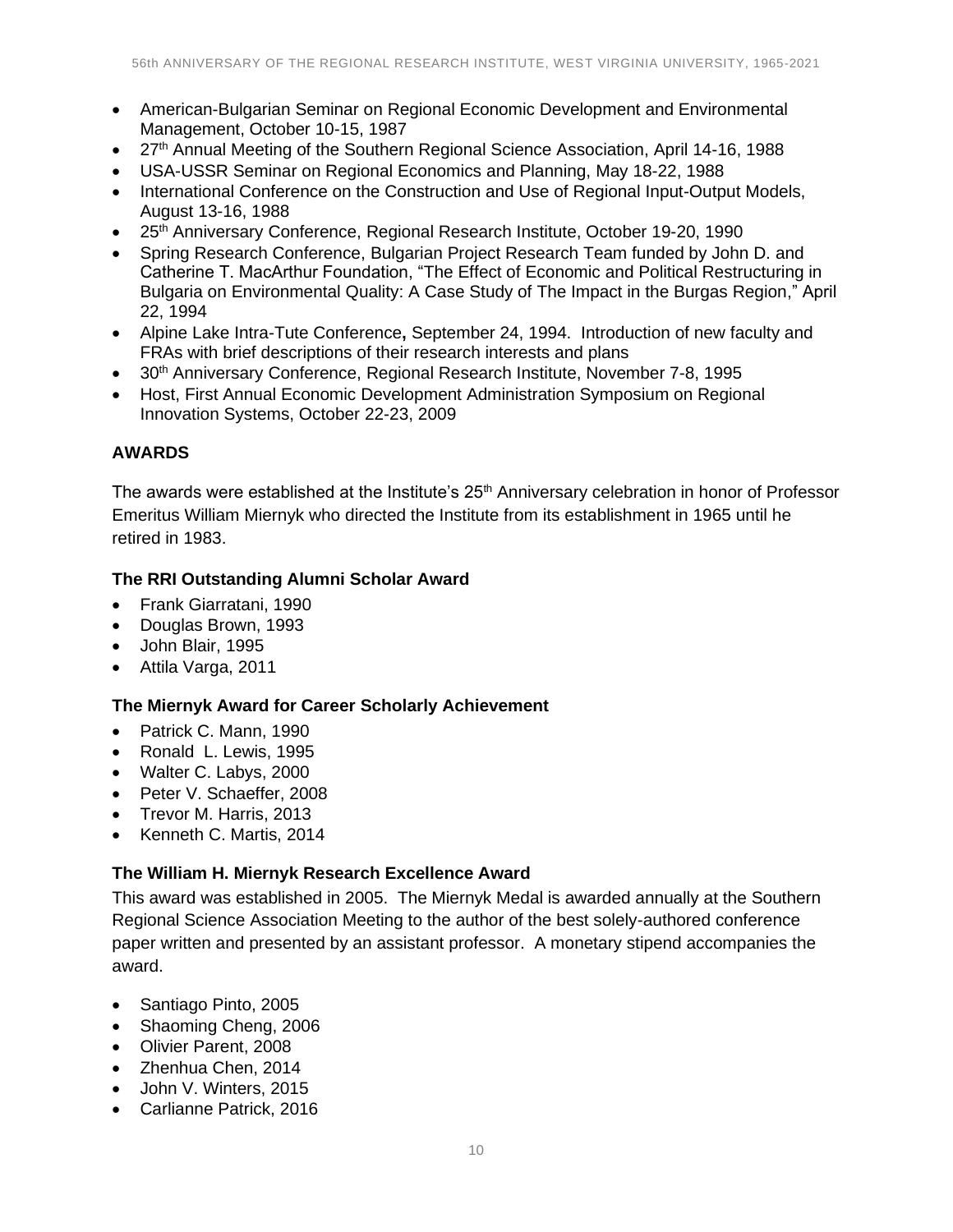- American-Bulgarian Seminar on Regional Economic Development and Environmental Management, October 10-15, 1987
- 27th Annual Meeting of the Southern Regional Science Association, April 14-16, 1988
- USA-USSR Seminar on Regional Economics and Planning, May 18-22, 1988
- International Conference on the Construction and Use of Regional Input-Output Models, August 13-16, 1988
- 25th Anniversary Conference, Regional Research Institute, October 19-20, 1990
- Spring Research Conference, Bulgarian Project Research Team funded by John D. and Catherine T. MacArthur Foundation, "The Effect of Economic and Political Restructuring in Bulgaria on Environmental Quality: A Case Study of The Impact in the Burgas Region," April 22, 1994
- Alpine Lake Intra-Tute Conference**,** September 24, 1994. Introduction of new faculty and FRAs with brief descriptions of their research interests and plans
- 30th Anniversary Conference, Regional Research Institute, November 7-8, 1995
- Host, First Annual Economic Development Administration Symposium on Regional Innovation Systems, October 22-23, 2009

## AWARDS

The awards were established at the Institute's 25th Anniversary celebration in honor of Professor Emeritus William Miernyk who directed the Institute from its establishment in 1965 until he retired in 1983.

### The RRI Outstanding Alumni Scholar Award

- Frank Giarratani, 1990
- Douglas Brown, 1993
- John Blair, 1995
- Attila Varga, 2011

### The Miernyk Award for Career Scholarly Achievement

- Patrick C. Mann, 1990
- Ronald L. Lewis, 1995
- Walter C. Labys, 2000
- Peter V. Schaeffer, 2008
- Trevor M. Harris, 2013
- Kenneth C. Martis, 2014

### The William H. Miernyk Research Excellence Award

This award was established in 2005. The Miernyk Medal is awarded annually at the Southern Regional Science Association Meeting to the author of the best solely-authored conference paper written and presented by an assistant professor. A monetary stipend accompanies the award.

- Santiago Pinto, 2005
- Shaoming Cheng, 2006
- Olivier Parent, 2008
- Zhenhua Chen, 2014
- John V. Winters, 2015
- Carlianne Patrick, 2016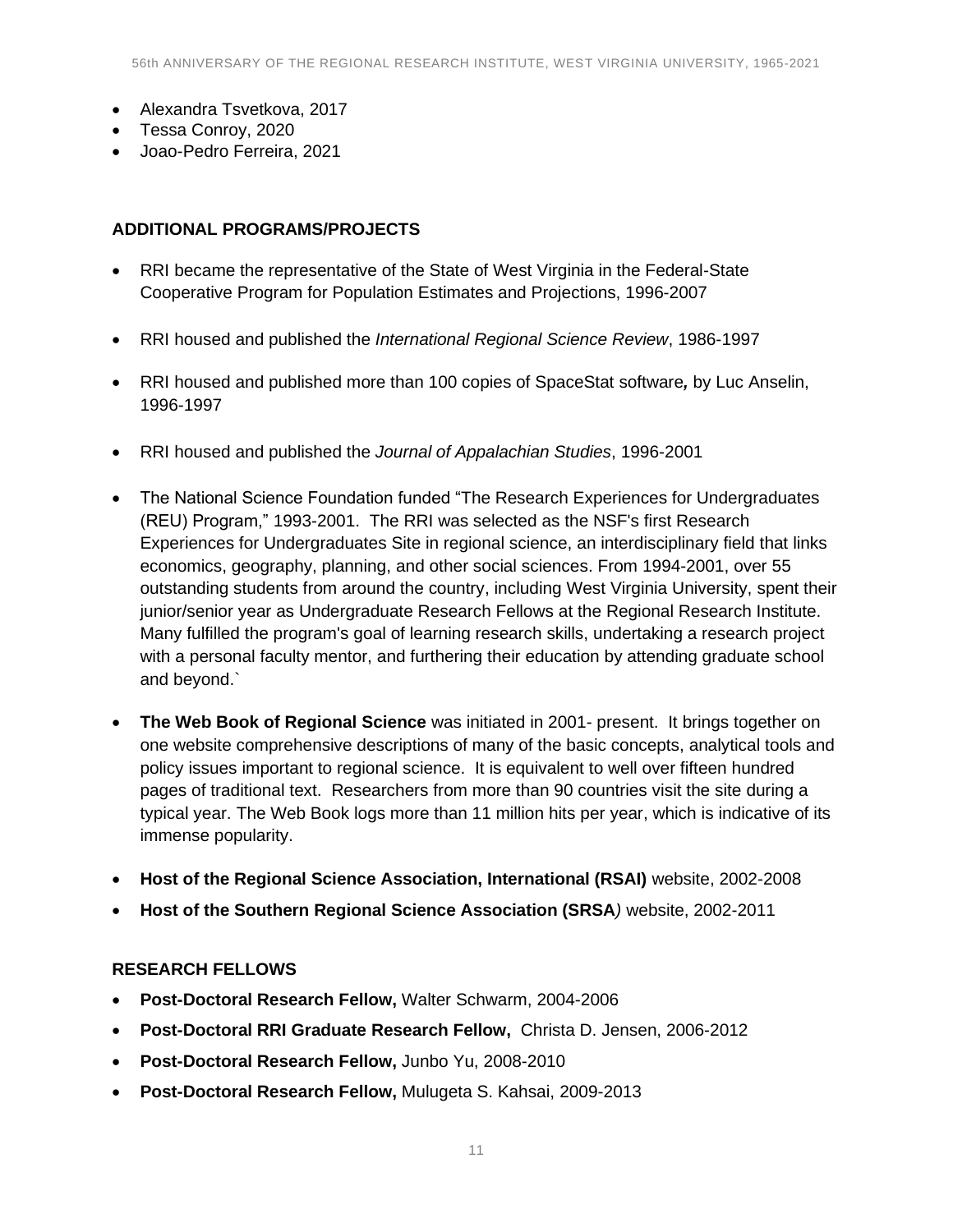- Alexandra Tsvetkova, 2017
- Tessa Conroy, 2020
- Joao-Pedro Ferreira, 2021

## ADDITIONAL PROGRAMS/PROJECTS

- RRI became the representative of the State of West Virginia in the Federal-State Cooperative Program for Population Estimates and Projections, 1996-2007
- RRI housed and published the *International Regional Science Review*, 1986-1997
- RRI housed and published more than 100 copies of SpaceStat software***,*** by Luc Anselin, 1996-1997
- RRI housed and published the *Journal of Appalachian Studies*, 1996-2001
- The National Science Foundation funded "The Research Experiences for Undergraduates (REU) Program," 1993-2001. The RRI was selected as the NSF's first Research Experiences for Undergraduates Site in regional science, an interdisciplinary field that links economics, geography, planning, and other social sciences. From 1994-2001, over 55 outstanding students from around the country, including West Virginia University, spent their junior/senior year as Undergraduate Research Fellows at the Regional Research Institute. Many fulfilled the program's goal of learning research skills, undertaking a research project with a personal faculty mentor, and furthering their education by attending graduate school and beyond.`
- **The Web Book of Regional Science** was initiated in 2001- present. It brings together on one website comprehensive descriptions of many of the basic concepts, analytical tools and policy issues important to regional science. It is equivalent to well over fifteen hundred pages of traditional text. Researchers from more than 90 countries visit the site during a typical year. The Web Book logs more than 11 million hits per year, which is indicative of its immense popularity.
- **Host of the Regional Science Association, International (RSAI)** website, 2002-2008
- **Host of the Southern Regional Science Association (SRSA***)*** website, 2002-2011

## RESEARCH FELLOWS

- **Post-Doctoral Research Fellow,** Walter Schwarm, 2004-2006
- **Post-Doctoral RRI Graduate Research Fellow,** Christa D. Jensen, 2006-2012
- **Post-Doctoral Research Fellow,** Junbo Yu, 2008-2010
- **Post-Doctoral Research Fellow,** Mulugeta S. Kahsai, 2009-2013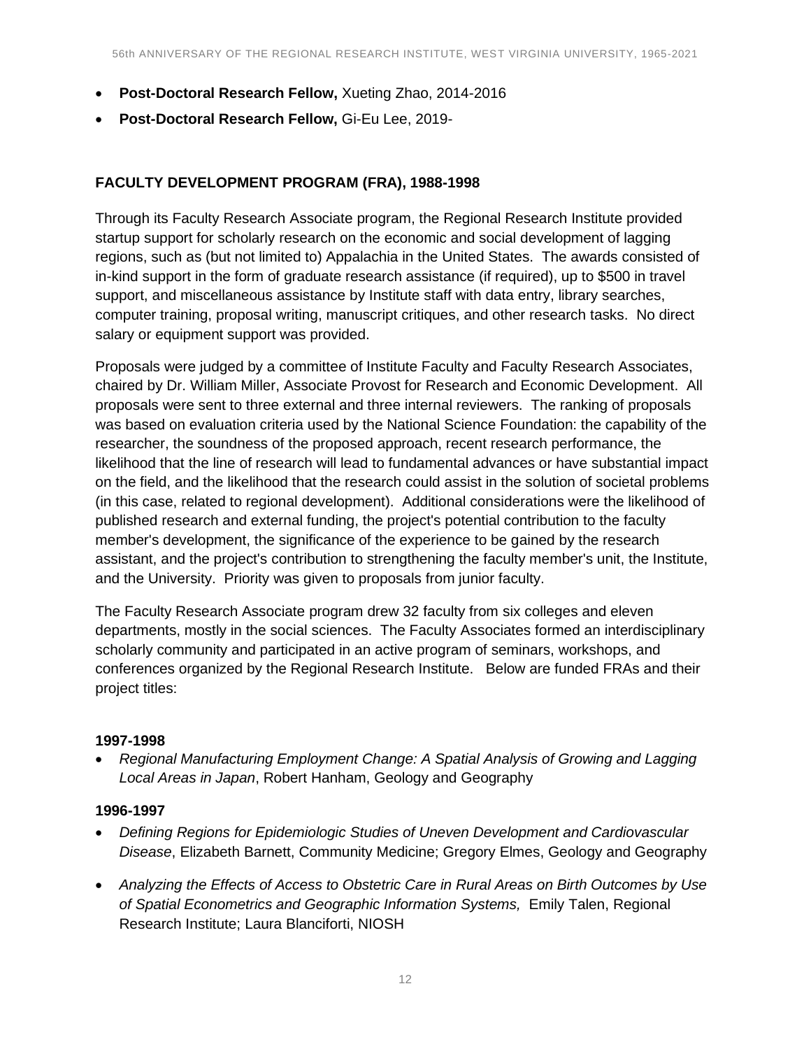- **Post-Doctoral Research Fellow,** Xueting Zhao, 2014-2016
- **Post-Doctoral Research Fellow,** Gi-Eu Lee, 2019-

## FACULTY DEVELOPMENT PROGRAM (FRA), 1988-1998

Through its Faculty Research Associate program, the Regional Research Institute provided startup support for scholarly research on the economic and social development of lagging regions, such as (but not limited to) Appalachia in the United States. The awards consisted of in-kind support in the form of graduate research assistance (if required), up to $500 in travel support, and miscellaneous assistance by Institute staff with data entry, library searches, computer training, proposal writing, manuscript critiques, and other research tasks. No direct salary or equipment support was provided.

Proposals were judged by a committee of Institute Faculty and Faculty Research Associates, chaired by Dr. William Miller, Associate Provost for Research and Economic Development. All proposals were sent to three external and three internal reviewers. The ranking of proposals was based on evaluation criteria used by the National Science Foundation: the capability of the researcher, the soundness of the proposed approach, recent research performance, the likelihood that the line of research will lead to fundamental advances or have substantial impact on the field, and the likelihood that the research could assist in the solution of societal problems (in this case, related to regional development). Additional considerations were the likelihood of published research and external funding, the project's potential contribution to the faculty member's development, the significance of the experience to be gained by the research assistant, and the project's contribution to strengthening the faculty member's unit, the Institute, and the University. Priority was given to proposals from junior faculty.

The Faculty Research Associate program drew 32 faculty from six colleges and eleven departments, mostly in the social sciences. The Faculty Associates formed an interdisciplinary scholarly community and participated in an active program of seminars, workshops, and conferences organized by the Regional Research Institute. Below are funded FRAs and their project titles:

**1997-1998**

- *Regional Manufacturing Employment Change: A Spatial Analysis of Growing and Lagging Local Areas in Japan*, Robert Hanham, Geology and Geography

**1996-1997**

- *Defining Regions for Epidemiologic Studies of Uneven Development and Cardiovascular Disease*, Elizabeth Barnett, Community Medicine; Gregory Elmes, Geology and Geography
- *Analyzing the Effects of Access to Obstetric Care in Rural Areas on Birth Outcomes by Use of Spatial Econometrics and Geographic Information Systems,* Emily Talen, Regional Research Institute; Laura Blanciforti, NIOSH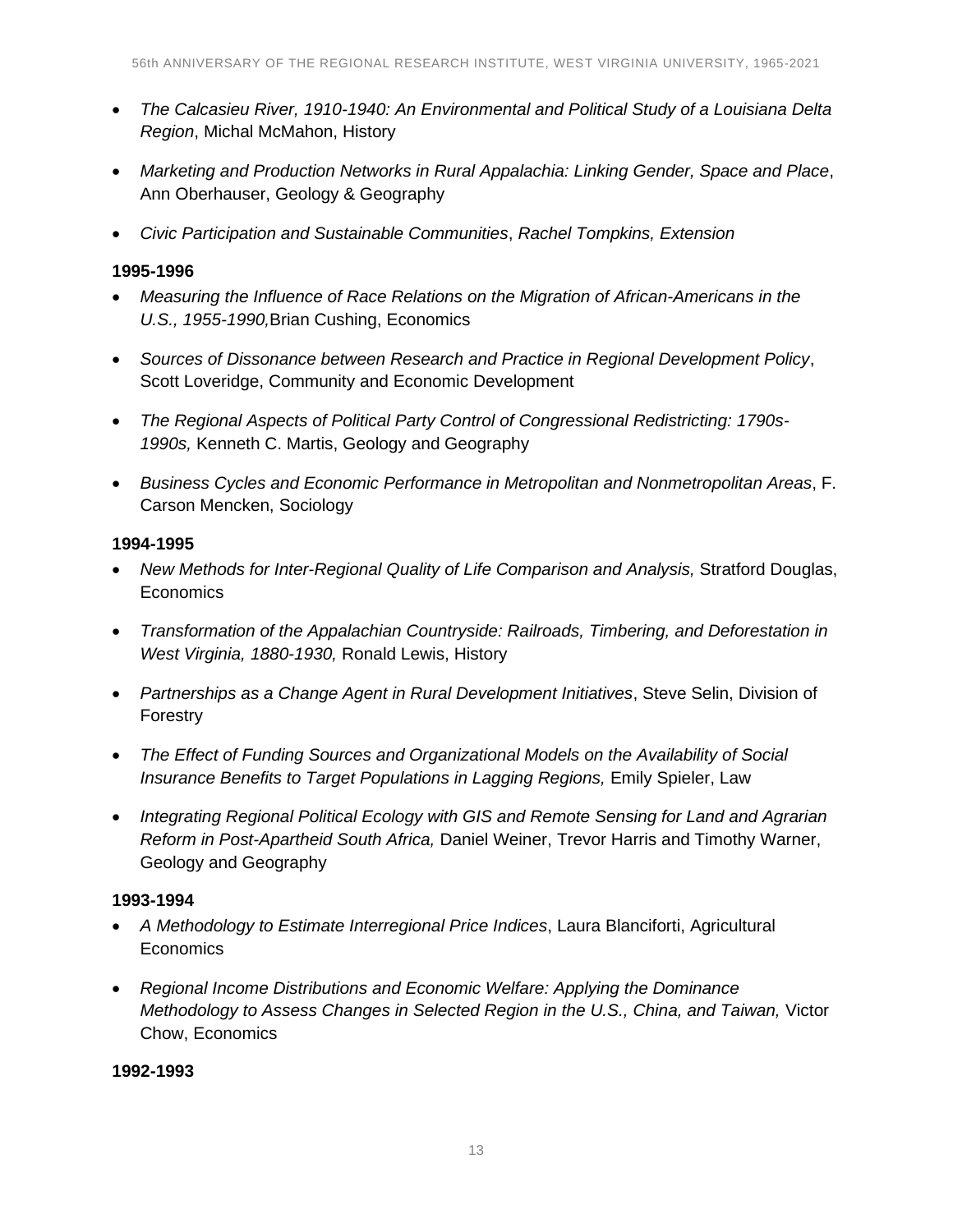- *The Calcasieu River, 1910-1940: An Environmental and Political Study of a Louisiana Delta Region*, Michal McMahon, History
- *Marketing and Production Networks in Rural Appalachia: Linking Gender, Space and Place*, Ann Oberhauser, Geology & Geography
- *Civic Participation and Sustainable Communities*, *Rachel Tompkins, Extension*

**1995-1996**

- *Measuring the Influence of Race Relations on the Migration of African-Americans in the U.S., 1955-1990,*Brian Cushing, Economics
- *Sources of Dissonance between Research and Practice in Regional Development Policy*, Scott Loveridge, Community and Economic Development
- *The Regional Aspects of Political Party Control of Congressional Redistricting: 1790s-1990s,* Kenneth C. Martis, Geology and Geography
- *Business Cycles and Economic Performance in Metropolitan and Nonmetropolitan Areas*, F. Carson Mencken, Sociology

**1994-1995**

- *New Methods for Inter-Regional Quality of Life Comparison and Analysis,* Stratford Douglas, Economics
- *Transformation of the Appalachian Countryside: Railroads, Timbering, and Deforestation in West Virginia, 1880-1930,* Ronald Lewis, History
- *Partnerships as a Change Agent in Rural Development Initiatives*, Steve Selin, Division of Forestry
- *The Effect of Funding Sources and Organizational Models on the Availability of Social Insurance Benefits to Target Populations in Lagging Regions,* Emily Spieler, Law
- *Integrating Regional Political Ecology with GIS and Remote Sensing for Land and Agrarian Reform in Post-Apartheid South Africa,* Daniel Weiner, Trevor Harris and Timothy Warner, Geology and Geography

**1993-1994**

- *A Methodology to Estimate Interregional Price Indices*, Laura Blanciforti, Agricultural Economics
- *Regional Income Distributions and Economic Welfare: Applying the Dominance Methodology to Assess Changes in Selected Region in the U.S., China, and Taiwan,* Victor Chow, Economics

**1992-1993**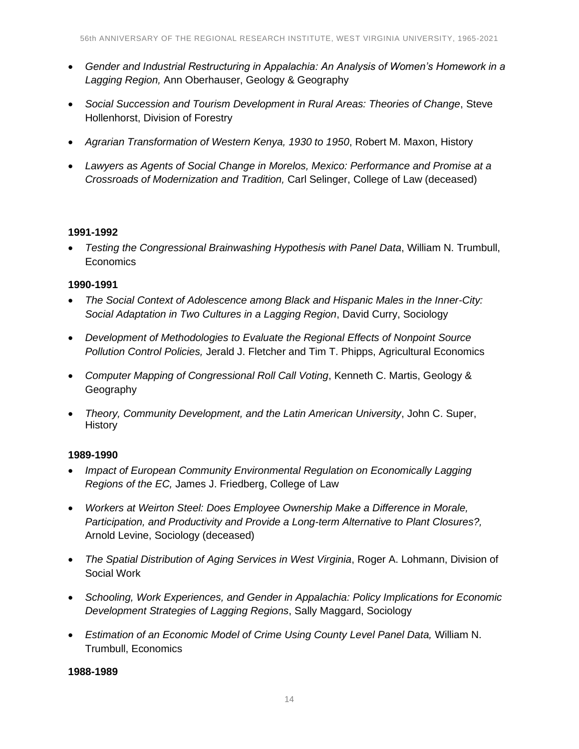- *Gender and Industrial Restructuring in Appalachia: An Analysis of Women's Homework in a Lagging Region,* Ann Oberhauser, Geology & Geography

- *Social Succession and Tourism Development in Rural Areas: Theories of Change*, Steve Hollenhorst, Division of Forestry

- *Agrarian Transformation of Western Kenya, 1930 to 1950*, Robert M. Maxon, History

- *Lawyers as Agents of Social Change in Morelos, Mexico: Performance and Promise at a Crossroads of Modernization and Tradition,* Carl Selinger, College of Law (deceased)

**1991-1992**

- *Testing the Congressional Brainwashing Hypothesis with Panel Data*, William N. Trumbull, Economics

**1990-1991**

- *The Social Context of Adolescence among Black and Hispanic Males in the Inner-City: Social Adaptation in Two Cultures in a Lagging Region*, David Curry, Sociology

- *Development of Methodologies to Evaluate the Regional Effects of Nonpoint Source Pollution Control Policies,* Jerald J. Fletcher and Tim T. Phipps, Agricultural Economics

- *Computer Mapping of Congressional Roll Call Voting*, Kenneth C. Martis, Geology & Geography

- *Theory, Community Development, and the Latin American University*, John C. Super, History

**1989-1990**

- *Impact of European Community Environmental Regulation on Economically Lagging Regions of the EC,* James J. Friedberg, College of Law

- *Workers at Weirton Steel: Does Employee Ownership Make a Difference in Morale, Participation, and Productivity and Provide a Long-term Alternative to Plant Closures?,* Arnold Levine, Sociology (deceased)

- *The Spatial Distribution of Aging Services in West Virginia*, Roger A. Lohmann, Division of Social Work

- *Schooling, Work Experiences, and Gender in Appalachia: Policy Implications for Economic Development Strategies of Lagging Regions*, Sally Maggard, Sociology

- *Estimation of an Economic Model of Crime Using County Level Panel Data,* William N. Trumbull, Economics

**1988-1989**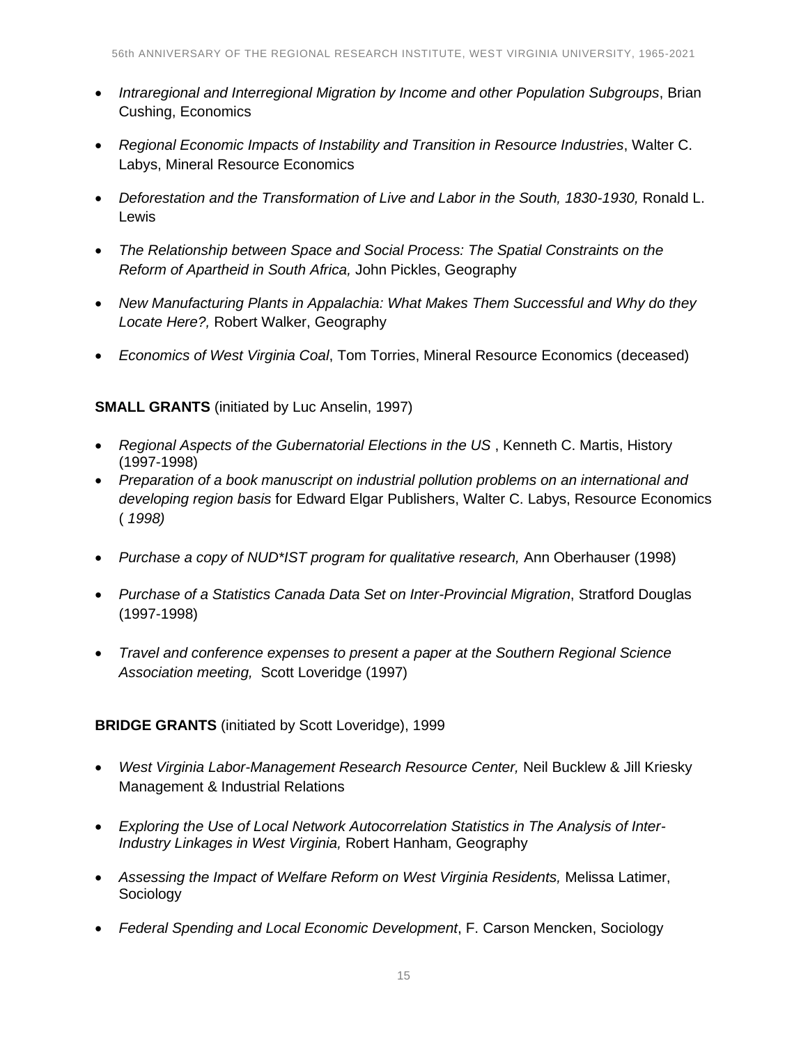- *Intraregional and Interregional Migration by Income and other Population Subgroups*, Brian Cushing, Economics

- *Regional Economic Impacts of Instability and Transition in Resource Industries*, Walter C. Labys, Mineral Resource Economics

- *Deforestation and the Transformation of Live and Labor in the South, 1830-1930,* Ronald L. Lewis

- *The Relationship between Space and Social Process: The Spatial Constraints on the Reform of Apartheid in South Africa,* John Pickles, Geography

- *New Manufacturing Plants in Appalachia: What Makes Them Successful and Why do they Locate Here?,* Robert Walker, Geography

- *Economics of West Virginia Coal*, Tom Torries, Mineral Resource Economics (deceased)

**SMALL GRANTS** (initiated by Luc Anselin, 1997)

- *Regional Aspects of the Gubernatorial Elections in the US* , Kenneth C. Martis, History (1997-1998)
- *Preparation of a book manuscript on industrial pollution problems on an international and developing region basis* for Edward Elgar Publishers, Walter C. Labys, Resource Economics ( *1998)*

- *Purchase a copy of NUD*IST program for qualitative research,* Ann Oberhauser (1998)

- *Purchase of a Statistics Canada Data Set on Inter-Provincial Migration*, Stratford Douglas (1997-1998)

- *Travel and conference expenses to present a paper at the Southern Regional Science Association meeting,* Scott Loveridge (1997)

**BRIDGE GRANTS** (initiated by Scott Loveridge), 1999

- *West Virginia Labor-Management Research Resource Center,* Neil Bucklew & Jill Kriesky Management & Industrial Relations

- *Exploring the Use of Local Network Autocorrelation Statistics in The Analysis of Inter-Industry Linkages in West Virginia,* Robert Hanham, Geography

- *Assessing the Impact of Welfare Reform on West Virginia Residents,* Melissa Latimer, Sociology

- *Federal Spending and Local Economic Development*, F. Carson Mencken, Sociology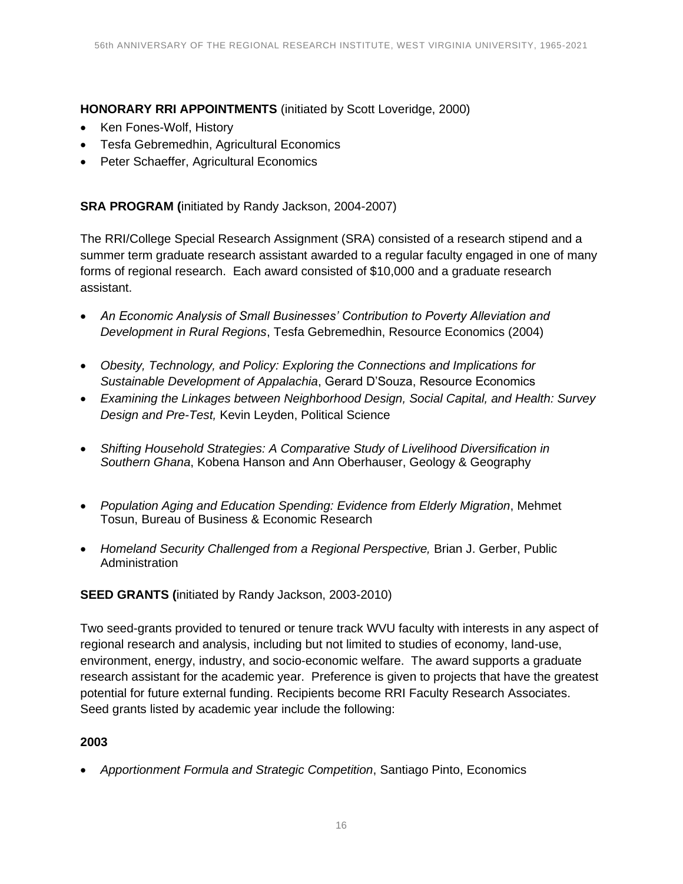**HONORARY RRI APPOINTMENTS** (initiated by Scott Loveridge, 2000)

- Ken Fones-Wolf, History
- Tesfa Gebremedhin, Agricultural Economics
- Peter Schaeffer, Agricultural Economics

**SRA PROGRAM (**initiated by Randy Jackson, 2004-2007)

The RRI/College Special Research Assignment (SRA) consisted of a research stipend and a summer term graduate research assistant awarded to a regular faculty engaged in one of many forms of regional research. Each award consisted of $10,000 and a graduate research assistant.

- *An Economic Analysis of Small Businesses' Contribution to Poverty Alleviation and Development in Rural Regions*, Tesfa Gebremedhin, Resource Economics (2004)
- *Obesity, Technology, and Policy: Exploring the Connections and Implications for Sustainable Development of Appalachia*, Gerard D'Souza, Resource Economics
- *Examining the Linkages between Neighborhood Design, Social Capital, and Health: Survey Design and Pre-Test,* Kevin Leyden, Political Science
- *Shifting Household Strategies: A Comparative Study of Livelihood Diversification in Southern Ghana*, Kobena Hanson and Ann Oberhauser, Geology & Geography
- *Population Aging and Education Spending: Evidence from Elderly Migration*, Mehmet Tosun, Bureau of Business & Economic Research
- *Homeland Security Challenged from a Regional Perspective,* Brian J. Gerber, Public Administration

**SEED GRANTS (**initiated by Randy Jackson, 2003-2010)

Two seed-grants provided to tenured or tenure track WVU faculty with interests in any aspect of regional research and analysis, including but not limited to studies of economy, land-use, environment, energy, industry, and socio-economic welfare. The award supports a graduate research assistant for the academic year. Preference is given to projects that have the greatest potential for future external funding. Recipients become RRI Faculty Research Associates. Seed grants listed by academic year include the following:

**2003**

- *Apportionment Formula and Strategic Competition*, Santiago Pinto, Economics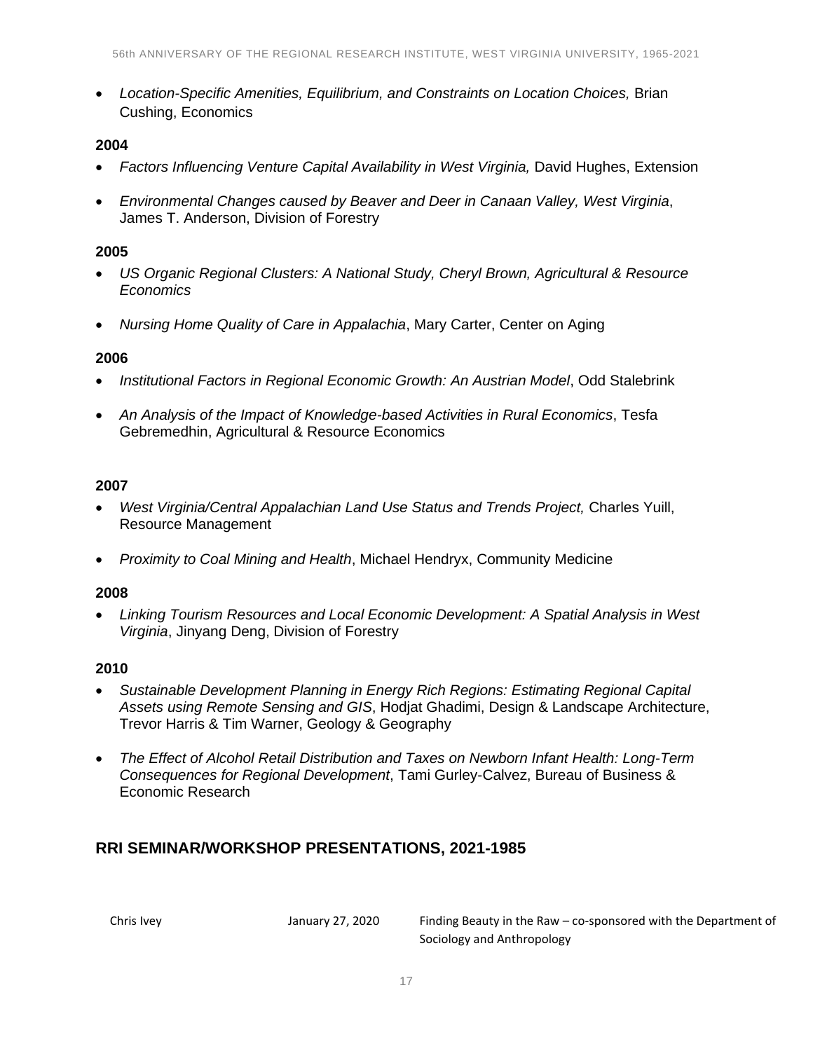- *Location-Specific Amenities, Equilibrium, and Constraints on Location Choices,* Brian Cushing, Economics

**2004**

- *Factors Influencing Venture Capital Availability in West Virginia,* David Hughes, Extension
- *Environmental Changes caused by Beaver and Deer in Canaan Valley, West Virginia*, James T. Anderson, Division of Forestry

**2005**

- *US Organic Regional Clusters: A National Study, Cheryl Brown, Agricultural & Resource Economics*
- *Nursing Home Quality of Care in Appalachia*, Mary Carter, Center on Aging

**2006**

- *Institutional Factors in Regional Economic Growth: An Austrian Model*, Odd Stalebrink
- *An Analysis of the Impact of Knowledge-based Activities in Rural Economics*, Tesfa Gebremedhin, Agricultural & Resource Economics

**2007**

- *West Virginia/Central Appalachian Land Use Status and Trends Project,* Charles Yuill, Resource Management
- *Proximity to Coal Mining and Health*, Michael Hendryx, Community Medicine

**2008**

- *Linking Tourism Resources and Local Economic Development: A Spatial Analysis in West Virginia*, Jinyang Deng, Division of Forestry

**2010**

- *Sustainable Development Planning in Energy Rich Regions: Estimating Regional Capital Assets using Remote Sensing and GIS*, Hodjat Ghadimi, Design & Landscape Architecture, Trevor Harris & Tim Warner, Geology & Geography
- *The Effect of Alcohol Retail Distribution and Taxes on Newborn Infant Health: Long-Term Consequences for Regional Development*, Tami Gurley-Calvez, Bureau of Business & Economic Research

## RRI SEMINAR/WORKSHOP PRESENTATIONS, 2021-1985

| | | |
|---|---|---|
| Chris Ivey | January 27, 2020 | Finding Beauty in the Raw – co-sponsored with the Department of Sociology and Anthropology |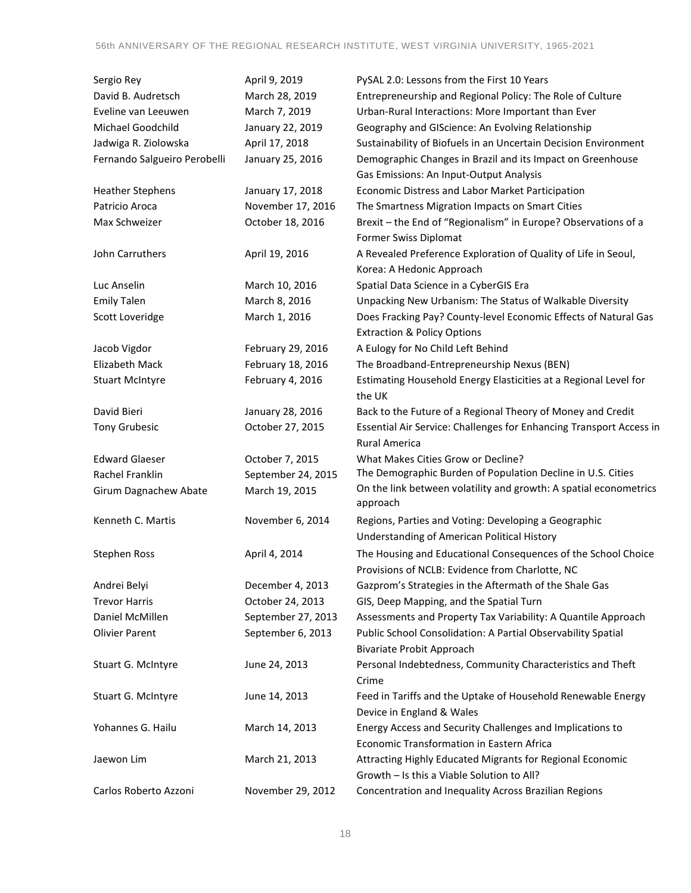| | | |
|---|---|---|
| Sergio Rey | April 9, 2019 | PySAL 2.0: Lessons from the First 10 Years |
| David B. Audretsch | March 28, 2019 | Entrepreneurship and Regional Policy: The Role of Culture |
| Eveline van Leeuwen | March 7, 2019 | Urban-Rural Interactions: More Important than Ever |
| Michael Goodchild | January 22, 2019 | Geography and GIScience: An Evolving Relationship |
| Jadwiga R. Ziolowska | April 17, 2018 | Sustainability of Biofuels in an Uncertain Decision Environment |
| Fernando Salgueiro Perobelli | January 25, 2016 | Demographic Changes in Brazil and its Impact on Greenhouse Gas Emissions: An Input-Output Analysis |
| Heather Stephens | January 17, 2018 | Economic Distress and Labor Market Participation |
| Patricio Aroca | November 17, 2016 | The Smartness Migration Impacts on Smart Cities |
| Max Schweizer | October 18, 2016 | Brexit – the End of "Regionalism" in Europe? Observations of a Former Swiss Diplomat |
| John Carruthers | April 19, 2016 | A Revealed Preference Exploration of Quality of Life in Seoul, Korea: A Hedonic Approach |
| Luc Anselin | March 10, 2016 | Spatial Data Science in a CyberGIS Era |
| Emily Talen | March 8, 2016 | Unpacking New Urbanism: The Status of Walkable Diversity |
| Scott Loveridge | March 1, 2016 | Does Fracking Pay? County-level Economic Effects of Natural Gas Extraction & Policy Options |
| Jacob Vigdor | February 29, 2016 | A Eulogy for No Child Left Behind |
| Elizabeth Mack | February 18, 2016 | The Broadband-Entrepreneurship Nexus (BEN) |
| Stuart McIntyre | February 4, 2016 | Estimating Household Energy Elasticities at a Regional Level for the UK |
| David Bieri | January 28, 2016 | Back to the Future of a Regional Theory of Money and Credit |
| Tony Grubesic | October 27, 2015 | Essential Air Service: Challenges for Enhancing Transport Access in Rural America |
| Edward Glaeser | October 7, 2015 | What Makes Cities Grow or Decline? |
| Rachel Franklin | September 24, 2015 | The Demographic Burden of Population Decline in U.S. Cities |
| Girum Dagnachew Abate | March 19, 2015 | On the link between volatility and growth: A spatial econometrics approach |
| Kenneth C. Martis | November 6, 2014 | Regions, Parties and Voting: Developing a Geographic Understanding of American Political History |
| Stephen Ross | April 4, 2014 | The Housing and Educational Consequences of the School Choice Provisions of NCLB: Evidence from Charlotte, NC |
| Andrei Belyi | December 4, 2013 | Gazprom's Strategies in the Aftermath of the Shale Gas |
| Trevor Harris | October 24, 2013 | GIS, Deep Mapping, and the Spatial Turn |
| Daniel McMillen | September 27, 2013 | Assessments and Property Tax Variability: A Quantile Approach |
| Olivier Parent | September 6, 2013 | Public School Consolidation: A Partial Observability Spatial Bivariate Probit Approach |
| Stuart G. McIntyre | June 24, 2013 | Personal Indebtedness, Community Characteristics and Theft Crime |
| Stuart G. McIntyre | June 14, 2013 | Feed in Tariffs and the Uptake of Household Renewable Energy Device in England & Wales |
| Yohannes G. Hailu | March 14, 2013 | Energy Access and Security Challenges and Implications to Economic Transformation in Eastern Africa |
| Jaewon Lim | March 21, 2013 | Attracting Highly Educated Migrants for Regional Economic Growth – Is this a Viable Solution to All? |
| Carlos Roberto Azzoni | November 29, 2012 | Concentration and Inequality Across Brazilian Regions |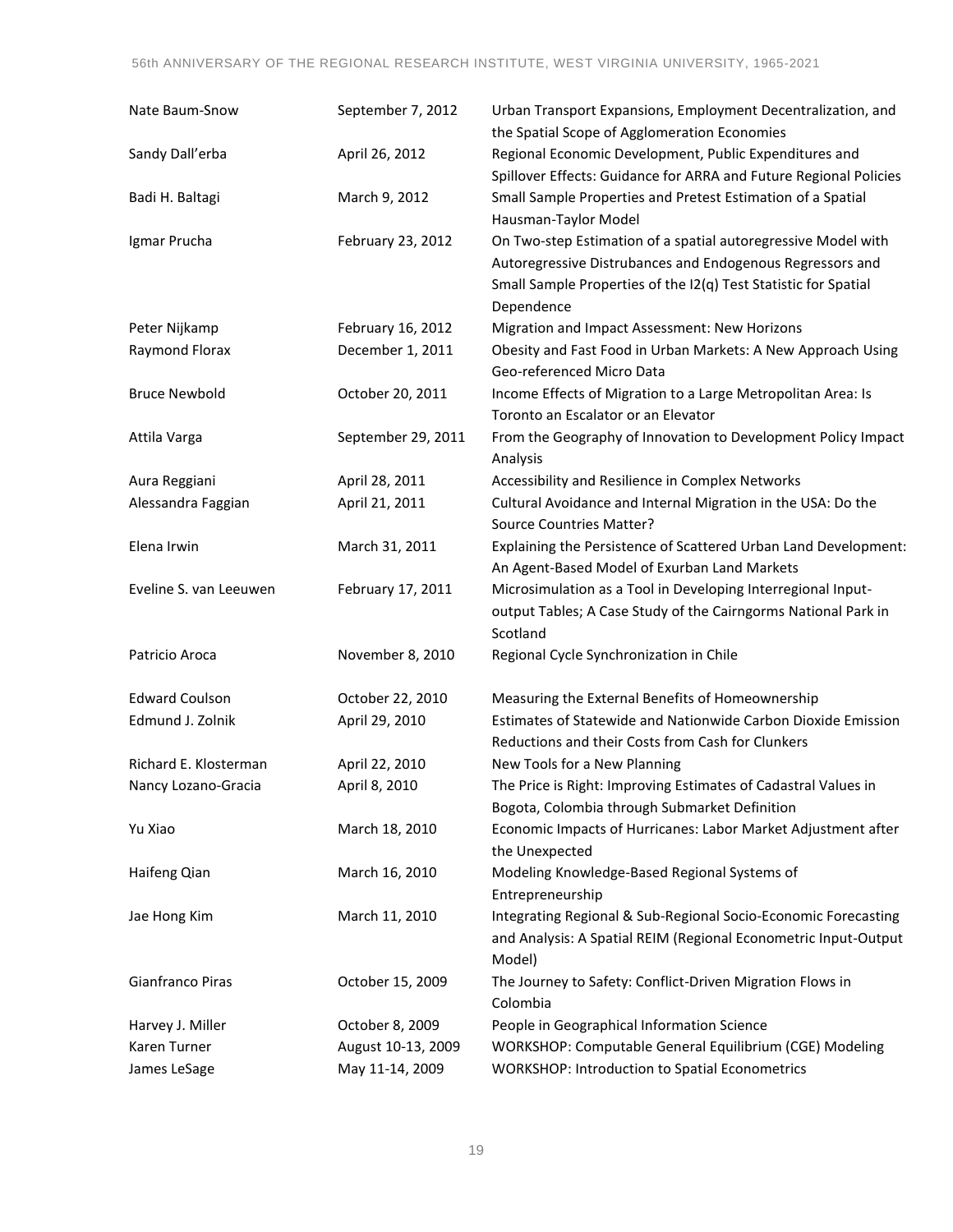| | | |
|---|---|---|
| Nate Baum-Snow | September 7, 2012 | Urban Transport Expansions, Employment Decentralization, and the Spatial Scope of Agglomeration Economies |
| Sandy Dall'erba | April 26, 2012 | Regional Economic Development, Public Expenditures and Spillover Effects: Guidance for ARRA and Future Regional Policies |
| Badi H. Baltagi | March 9, 2012 | Small Sample Properties and Pretest Estimation of a Spatial Hausman-Taylor Model |
| Igmar Prucha | February 23, 2012 | On Two-step Estimation of a spatial autoregressive Model with Autoregressive Distrubances and Endogenous Regressors and Small Sample Properties of the I2(q) Test Statistic for Spatial Dependence |
| Peter Nijkamp | February 16, 2012 | Migration and Impact Assessment: New Horizons |
| Raymond Florax | December 1, 2011 | Obesity and Fast Food in Urban Markets: A New Approach Using Geo-referenced Micro Data |
| Bruce Newbold | October 20, 2011 | Income Effects of Migration to a Large Metropolitan Area: Is Toronto an Escalator or an Elevator |
| Attila Varga | September 29, 2011 | From the Geography of Innovation to Development Policy Impact Analysis |
| Aura Reggiani | April 28, 2011 | Accessibility and Resilience in Complex Networks |
| Alessandra Faggian | April 21, 2011 | Cultural Avoidance and Internal Migration in the USA: Do the Source Countries Matter? |
| Elena Irwin | March 31, 2011 | Explaining the Persistence of Scattered Urban Land Development: An Agent-Based Model of Exurban Land Markets |
| Eveline S. van Leeuwen | February 17, 2011 | Microsimulation as a Tool in Developing Interregional Input-output Tables; A Case Study of the Cairngorms National Park in Scotland |
| Patricio Aroca | November 8, 2010 | Regional Cycle Synchronization in Chile |
| Edward Coulson | October 22, 2010 | Measuring the External Benefits of Homeownership |
| Edmund J. Zolnik | April 29, 2010 | Estimates of Statewide and Nationwide Carbon Dioxide Emission Reductions and their Costs from Cash for Clunkers |
| Richard E. Klosterman | April 22, 2010 | New Tools for a New Planning |
| Nancy Lozano-Gracia | April 8, 2010 | The Price is Right: Improving Estimates of Cadastral Values in Bogota, Colombia through Submarket Definition |
| Yu Xiao | March 18, 2010 | Economic Impacts of Hurricanes: Labor Market Adjustment after the Unexpected |
| Haifeng Qian | March 16, 2010 | Modeling Knowledge-Based Regional Systems of Entrepreneurship |
| Jae Hong Kim | March 11, 2010 | Integrating Regional & Sub-Regional Socio-Economic Forecasting and Analysis: A Spatial REIM (Regional Econometric Input-Output Model) |
| Gianfranco Piras | October 15, 2009 | The Journey to Safety: Conflict-Driven Migration Flows in Colombia |
| Harvey J. Miller | October 8, 2009 | People in Geographical Information Science |
| Karen Turner | August 10-13, 2009 | WORKSHOP: Computable General Equilibrium (CGE) Modeling |
| James LeSage | May 11-14, 2009 | WORKSHOP: Introduction to Spatial Econometrics |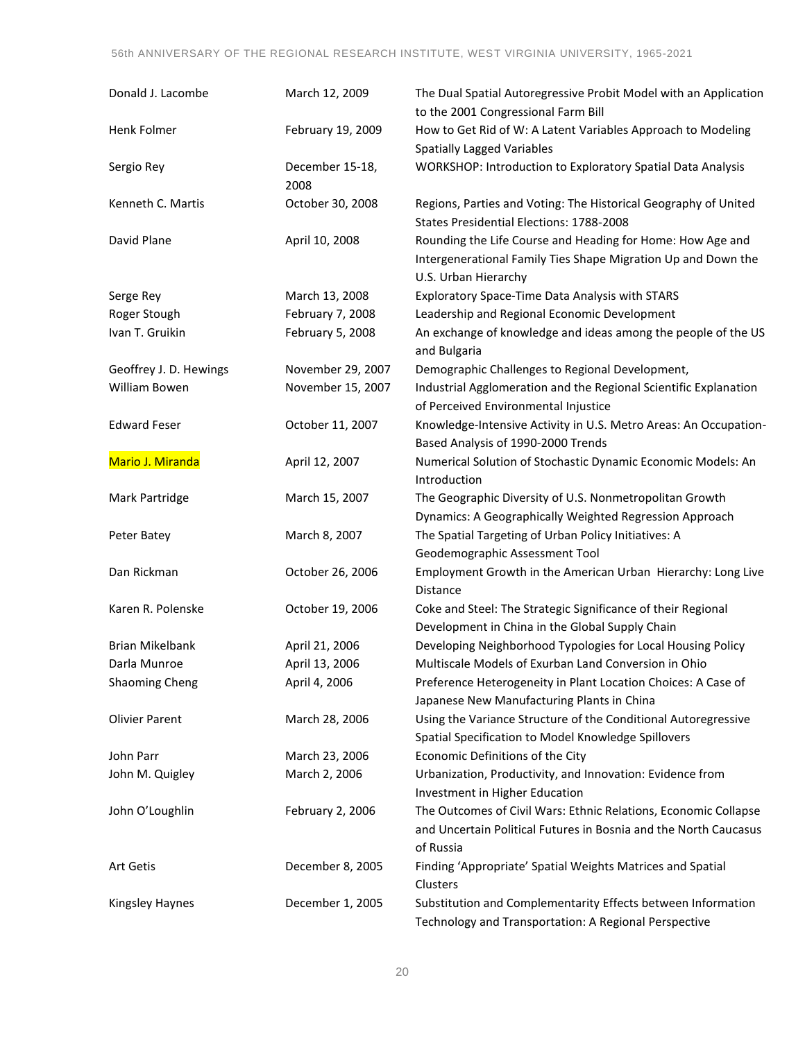| | | |
|---|---|---|
| Donald J. Lacombe | March 12, 2009 | The Dual Spatial Autoregressive Probit Model with an Application to the 2001 Congressional Farm Bill |
| Henk Folmer | February 19, 2009 | How to Get Rid of W: A Latent Variables Approach to Modeling Spatially Lagged Variables |
| Sergio Rey | December 15-18, 2008 | WORKSHOP: Introduction to Exploratory Spatial Data Analysis |
| Kenneth C. Martis | October 30, 2008 | Regions, Parties and Voting: The Historical Geography of United States Presidential Elections: 1788-2008 |
| David Plane | April 10, 2008 | Rounding the Life Course and Heading for Home: How Age and Intergenerational Family Ties Shape Migration Up and Down the U.S. Urban Hierarchy |
| Serge Rey | March 13, 2008 | Exploratory Space-Time Data Analysis with STARS |
| Roger Stough | February 7, 2008 | Leadership and Regional Economic Development |
| Ivan T. Gruikin | February 5, 2008 | An exchange of knowledge and ideas among the people of the US and Bulgaria |
| Geoffrey J. D. Hewings | November 29, 2007 | Demographic Challenges to Regional Development, |
| William Bowen | November 15, 2007 | Industrial Agglomeration and the Regional Scientific Explanation of Perceived Environmental Injustice |
| Edward Feser | October 11, 2007 | Knowledge-Intensive Activity in U.S. Metro Areas: An Occupation-Based Analysis of 1990-2000 Trends |
| Mario J. Miranda | April 12, 2007 | Numerical Solution of Stochastic Dynamic Economic Models: An Introduction |
| Mark Partridge | March 15, 2007 | The Geographic Diversity of U.S. Nonmetropolitan Growth Dynamics: A Geographically Weighted Regression Approach |
| Peter Batey | March 8, 2007 | The Spatial Targeting of Urban Policy Initiatives: A Geodemographic Assessment Tool |
| Dan Rickman | October 26, 2006 | Employment Growth in the American Urban Hierarchy: Long Live Distance |
| Karen R. Polenske | October 19, 2006 | Coke and Steel: The Strategic Significance of their Regional Development in China in the Global Supply Chain |
| Brian Mikelbank | April 21, 2006 | Developing Neighborhood Typologies for Local Housing Policy |
| Darla Munroe | April 13, 2006 | Multiscale Models of Exurban Land Conversion in Ohio |
| Shaoming Cheng | April 4, 2006 | Preference Heterogeneity in Plant Location Choices: A Case of Japanese New Manufacturing Plants in China |
| Olivier Parent | March 28, 2006 | Using the Variance Structure of the Conditional Autoregressive Spatial Specification to Model Knowledge Spillovers |
| John Parr | March 23, 2006 | Economic Definitions of the City |
| John M. Quigley | March 2, 2006 | Urbanization, Productivity, and Innovation: Evidence from Investment in Higher Education |
| John O'Loughlin | February 2, 2006 | The Outcomes of Civil Wars: Ethnic Relations, Economic Collapse and Uncertain Political Futures in Bosnia and the North Caucasus of Russia |
| Art Getis | December 8, 2005 | Finding 'Appropriate' Spatial Weights Matrices and Spatial Clusters |
| Kingsley Haynes | December 1, 2005 | Substitution and Complementarity Effects between Information Technology and Transportation: A Regional Perspective |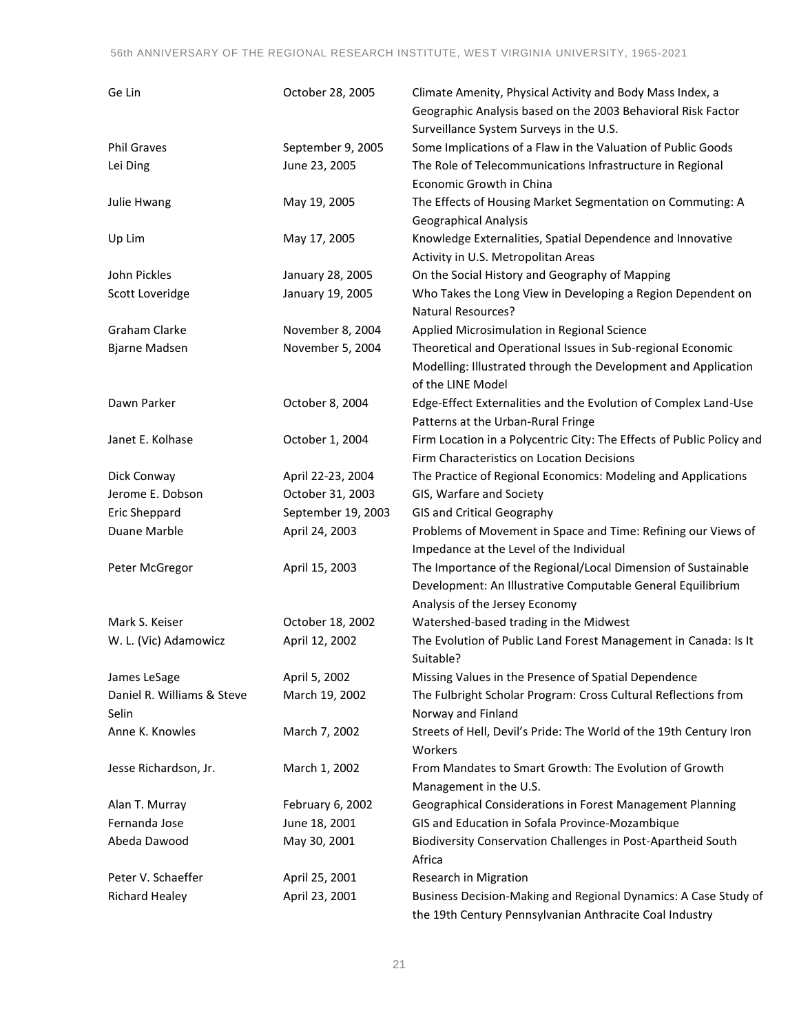| | | |
|---|---|---|
| Ge Lin | October 28, 2005 | Climate Amenity, Physical Activity and Body Mass Index, a Geographic Analysis based on the 2003 Behavioral Risk Factor Surveillance System Surveys in the U.S. |
| Phil Graves | September 9, 2005 | Some Implications of a Flaw in the Valuation of Public Goods |
| Lei Ding | June 23, 2005 | The Role of Telecommunications Infrastructure in Regional Economic Growth in China |
| Julie Hwang | May 19, 2005 | The Effects of Housing Market Segmentation on Commuting: A Geographical Analysis |
| Up Lim | May 17, 2005 | Knowledge Externalities, Spatial Dependence and Innovative Activity in U.S. Metropolitan Areas |
| John Pickles | January 28, 2005 | On the Social History and Geography of Mapping |
| Scott Loveridge | January 19, 2005 | Who Takes the Long View in Developing a Region Dependent on Natural Resources? |
| Graham Clarke | November 8, 2004 | Applied Microsimulation in Regional Science |
| Bjarne Madsen | November 5, 2004 | Theoretical and Operational Issues in Sub-regional Economic Modelling: Illustrated through the Development and Application of the LINE Model |
| Dawn Parker | October 8, 2004 | Edge-Effect Externalities and the Evolution of Complex Land-Use Patterns at the Urban-Rural Fringe |
| Janet E. Kolhase | October 1, 2004 | Firm Location in a Polycentric City: The Effects of Public Policy and Firm Characteristics on Location Decisions |
| Dick Conway | April 22-23, 2004 | The Practice of Regional Economics: Modeling and Applications |
| Jerome E. Dobson | October 31, 2003 | GIS, Warfare and Society |
| Eric Sheppard | September 19, 2003 | GIS and Critical Geography |
| Duane Marble | April 24, 2003 | Problems of Movement in Space and Time: Refining our Views of Impedance at the Level of the Individual |
| Peter McGregor | April 15, 2003 | The Importance of the Regional/Local Dimension of Sustainable Development: An Illustrative Computable General Equilibrium Analysis of the Jersey Economy |
| Mark S. Keiser | October 18, 2002 | Watershed-based trading in the Midwest |
| W. L. (Vic) Adamowicz | April 12, 2002 | The Evolution of Public Land Forest Management in Canada: Is It Suitable? |
| James LeSage | April 5, 2002 | Missing Values in the Presence of Spatial Dependence |
| Daniel R. Williams & Steve Selin | March 19, 2002 | The Fulbright Scholar Program: Cross Cultural Reflections from Norway and Finland |
| Anne K. Knowles | March 7, 2002 | Streets of Hell, Devil's Pride: The World of the 19th Century Iron Workers |
| Jesse Richardson, Jr. | March 1, 2002 | From Mandates to Smart Growth: The Evolution of Growth Management in the U.S. |
| Alan T. Murray | February 6, 2002 | Geographical Considerations in Forest Management Planning |
| Fernanda Jose | June 18, 2001 | GIS and Education in Sofala Province-Mozambique |
| Abeda Dawood | May 30, 2001 | Biodiversity Conservation Challenges in Post-Apartheid South Africa |
| Peter V. Schaeffer | April 25, 2001 | Research in Migration |
| Richard Healey | April 23, 2001 | Business Decision-Making and Regional Dynamics: A Case Study of the 19th Century Pennsylvanian Anthracite Coal Industry |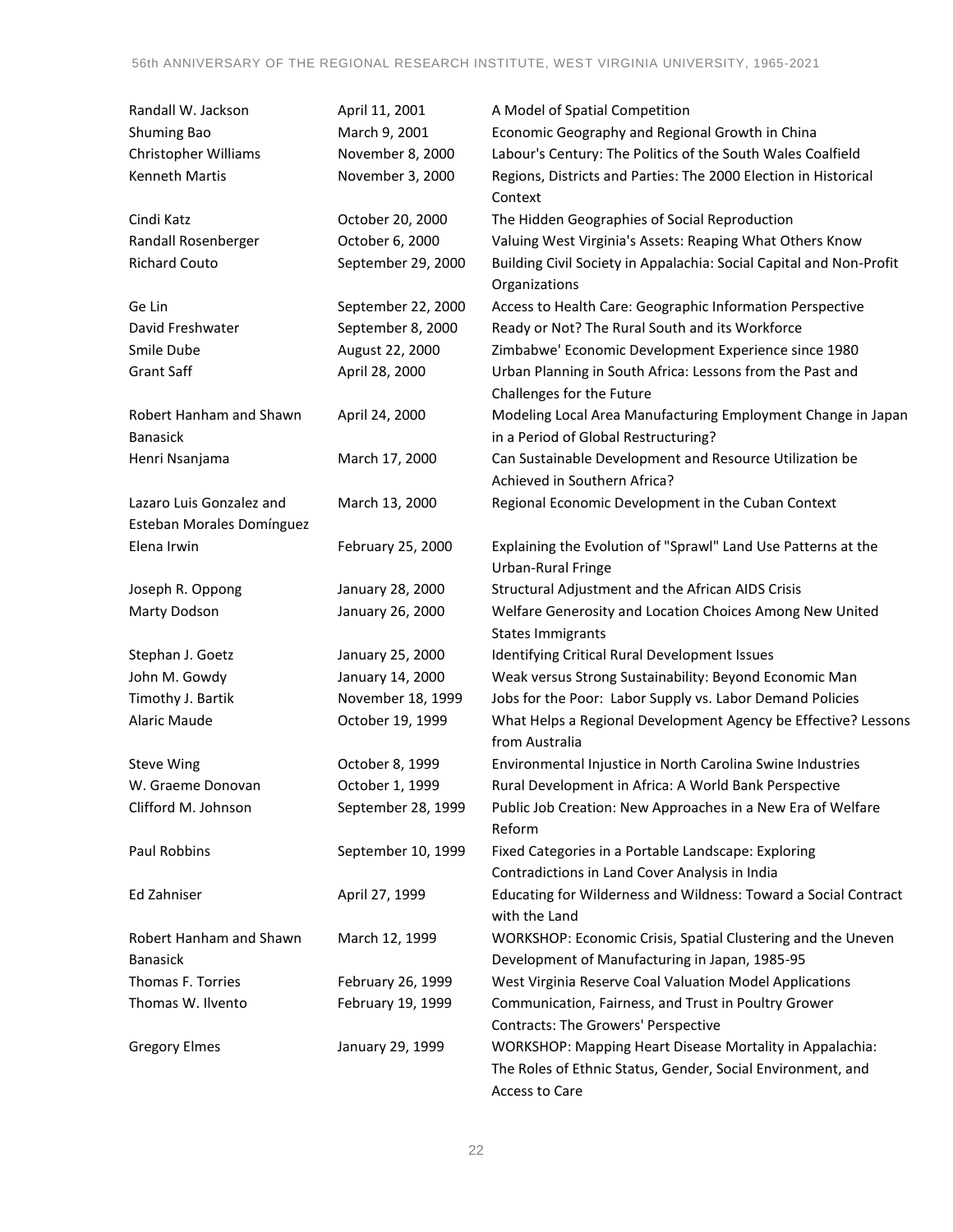| | | |
|---|---|---|
| Randall W. Jackson | April 11, 2001 | A Model of Spatial Competition |
| Shuming Bao | March 9, 2001 | Economic Geography and Regional Growth in China |
| Christopher Williams | November 8, 2000 | Labour's Century: The Politics of the South Wales Coalfield |
| Kenneth Martis | November 3, 2000 | Regions, Districts and Parties: The 2000 Election in Historical Context |
| Cindi Katz | October 20, 2000 | The Hidden Geographies of Social Reproduction |
| Randall Rosenberger | October 6, 2000 | Valuing West Virginia's Assets: Reaping What Others Know |
| Richard Couto | September 29, 2000 | Building Civil Society in Appalachia: Social Capital and Non-Profit Organizations |
| Ge Lin | September 22, 2000 | Access to Health Care: Geographic Information Perspective |
| David Freshwater | September 8, 2000 | Ready or Not? The Rural South and its Workforce |
| Smile Dube | August 22, 2000 | Zimbabwe' Economic Development Experience since 1980 |
| Grant Saff | April 28, 2000 | Urban Planning in South Africa: Lessons from the Past and Challenges for the Future |
| Robert Hanham and Shawn Banasick | April 24, 2000 | Modeling Local Area Manufacturing Employment Change in Japan in a Period of Global Restructuring? |
| Henri Nsanjama | March 17, 2000 | Can Sustainable Development and Resource Utilization be Achieved in Southern Africa? |
| Lazaro Luis Gonzalez and Esteban Morales Domínguez | March 13, 2000 | Regional Economic Development in the Cuban Context |
| Elena Irwin | February 25, 2000 | Explaining the Evolution of "Sprawl" Land Use Patterns at the Urban-Rural Fringe |
| Joseph R. Oppong | January 28, 2000 | Structural Adjustment and the African AIDS Crisis |
| Marty Dodson | January 26, 2000 | Welfare Generosity and Location Choices Among New United States Immigrants |
| Stephan J. Goetz | January 25, 2000 | Identifying Critical Rural Development Issues |
| John M. Gowdy | January 14, 2000 | Weak versus Strong Sustainability: Beyond Economic Man |
| Timothy J. Bartik | November 18, 1999 | Jobs for the Poor: Labor Supply vs. Labor Demand Policies |
| Alaric Maude | October 19, 1999 | What Helps a Regional Development Agency be Effective? Lessons from Australia |
| Steve Wing | October 8, 1999 | Environmental Injustice in North Carolina Swine Industries |
| W. Graeme Donovan | October 1, 1999 | Rural Development in Africa: A World Bank Perspective |
| Clifford M. Johnson | September 28, 1999 | Public Job Creation: New Approaches in a New Era of Welfare Reform |
| Paul Robbins | September 10, 1999 | Fixed Categories in a Portable Landscape: Exploring Contradictions in Land Cover Analysis in India |
| Ed Zahniser | April 27, 1999 | Educating for Wilderness and Wildness: Toward a Social Contract with the Land |
| Robert Hanham and Shawn Banasick | March 12, 1999 | WORKSHOP: Economic Crisis, Spatial Clustering and the Uneven Development of Manufacturing in Japan, 1985-95 |
| Thomas F. Torries | February 26, 1999 | West Virginia Reserve Coal Valuation Model Applications |
| Thomas W. Ilvento | February 19, 1999 | Communication, Fairness, and Trust in Poultry Grower Contracts: The Growers' Perspective |
| Gregory Elmes | January 29, 1999 | WORKSHOP: Mapping Heart Disease Mortality in Appalachia: The Roles of Ethnic Status, Gender, Social Environment, and Access to Care |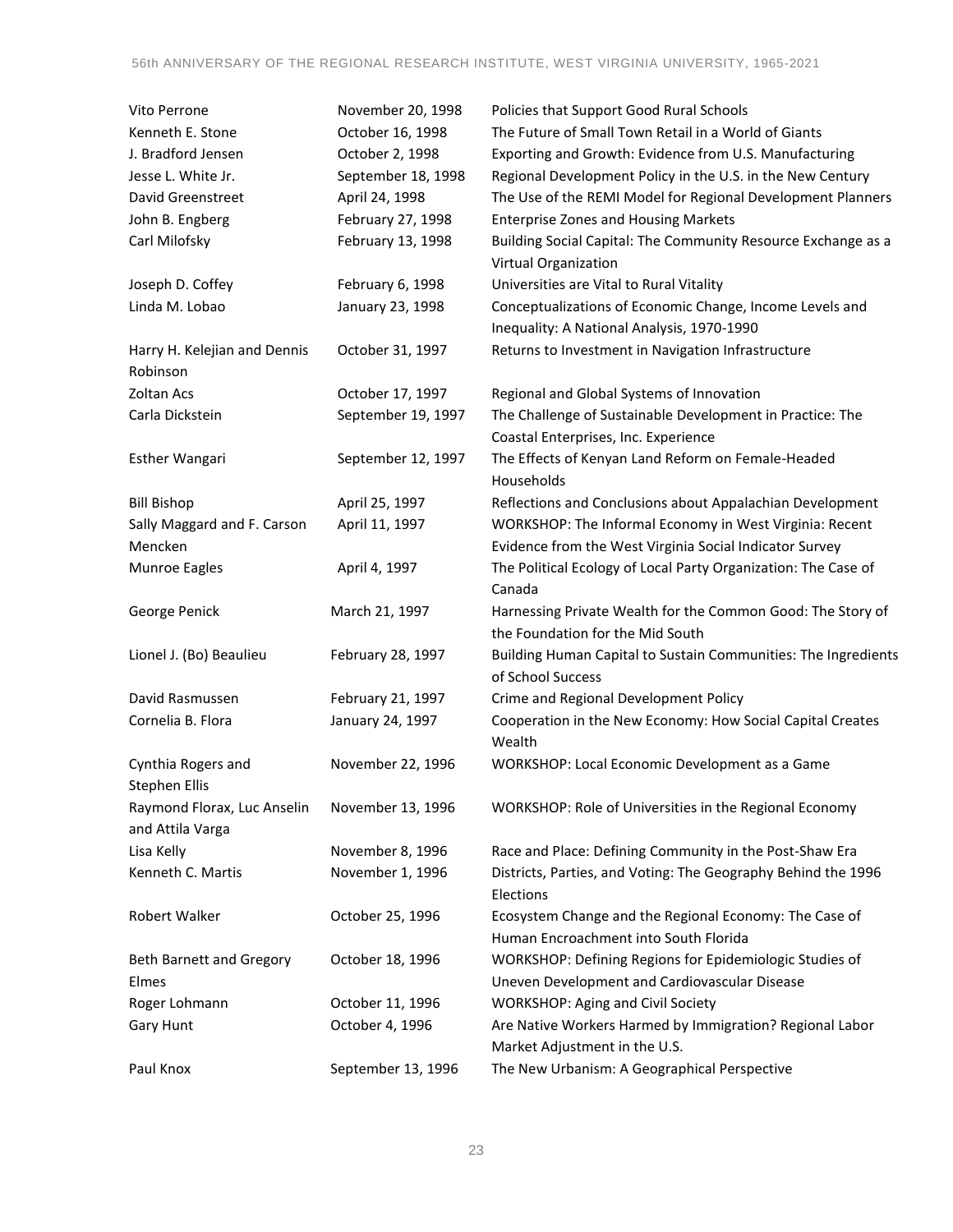| | | |
|---|---|---|
| Vito Perrone | November 20, 1998 | Policies that Support Good Rural Schools |
| Kenneth E. Stone | October 16, 1998 | The Future of Small Town Retail in a World of Giants |
| J. Bradford Jensen | October 2, 1998 | Exporting and Growth: Evidence from U.S. Manufacturing |
| Jesse L. White Jr. | September 18, 1998 | Regional Development Policy in the U.S. in the New Century |
| David Greenstreet | April 24, 1998 | The Use of the REMI Model for Regional Development Planners |
| John B. Engberg | February 27, 1998 | Enterprise Zones and Housing Markets |
| Carl Milofsky | February 13, 1998 | Building Social Capital: The Community Resource Exchange as a Virtual Organization |
| Joseph D. Coffey | February 6, 1998 | Universities are Vital to Rural Vitality |
| Linda M. Lobao | January 23, 1998 | Conceptualizations of Economic Change, Income Levels and Inequality: A National Analysis, 1970-1990 |
| Harry H. Kelejian and Dennis Robinson | October 31, 1997 | Returns to Investment in Navigation Infrastructure |
| Zoltan Acs | October 17, 1997 | Regional and Global Systems of Innovation |
| Carla Dickstein | September 19, 1997 | The Challenge of Sustainable Development in Practice: The Coastal Enterprises, Inc. Experience |
| Esther Wangari | September 12, 1997 | The Effects of Kenyan Land Reform on Female-Headed Households |
| Bill Bishop | April 25, 1997 | Reflections and Conclusions about Appalachian Development |
| Sally Maggard and F. Carson Mencken | April 11, 1997 | WORKSHOP: The Informal Economy in West Virginia: Recent Evidence from the West Virginia Social Indicator Survey |
| Munroe Eagles | April 4, 1997 | The Political Ecology of Local Party Organization: The Case of Canada |
| George Penick | March 21, 1997 | Harnessing Private Wealth for the Common Good: The Story of the Foundation for the Mid South |
| Lionel J. (Bo) Beaulieu | February 28, 1997 | Building Human Capital to Sustain Communities: The Ingredients of School Success |
| David Rasmussen | February 21, 1997 | Crime and Regional Development Policy |
| Cornelia B. Flora | January 24, 1997 | Cooperation in the New Economy: How Social Capital Creates Wealth |
| Cynthia Rogers and Stephen Ellis | November 22, 1996 | WORKSHOP: Local Economic Development as a Game |
| Raymond Florax, Luc Anselin and Attila Varga | November 13, 1996 | WORKSHOP: Role of Universities in the Regional Economy |
| Lisa Kelly | November 8, 1996 | Race and Place: Defining Community in the Post-Shaw Era |
| Kenneth C. Martis | November 1, 1996 | Districts, Parties, and Voting: The Geography Behind the 1996 Elections |
| Robert Walker | October 25, 1996 | Ecosystem Change and the Regional Economy: The Case of Human Encroachment into South Florida |
| Beth Barnett and Gregory Elmes | October 18, 1996 | WORKSHOP: Defining Regions for Epidemiologic Studies of Uneven Development and Cardiovascular Disease |
| Roger Lohmann | October 11, 1996 | WORKSHOP: Aging and Civil Society |
| Gary Hunt | October 4, 1996 | Are Native Workers Harmed by Immigration? Regional Labor Market Adjustment in the U.S. |
| Paul Knox | September 13, 1996 | The New Urbanism: A Geographical Perspective |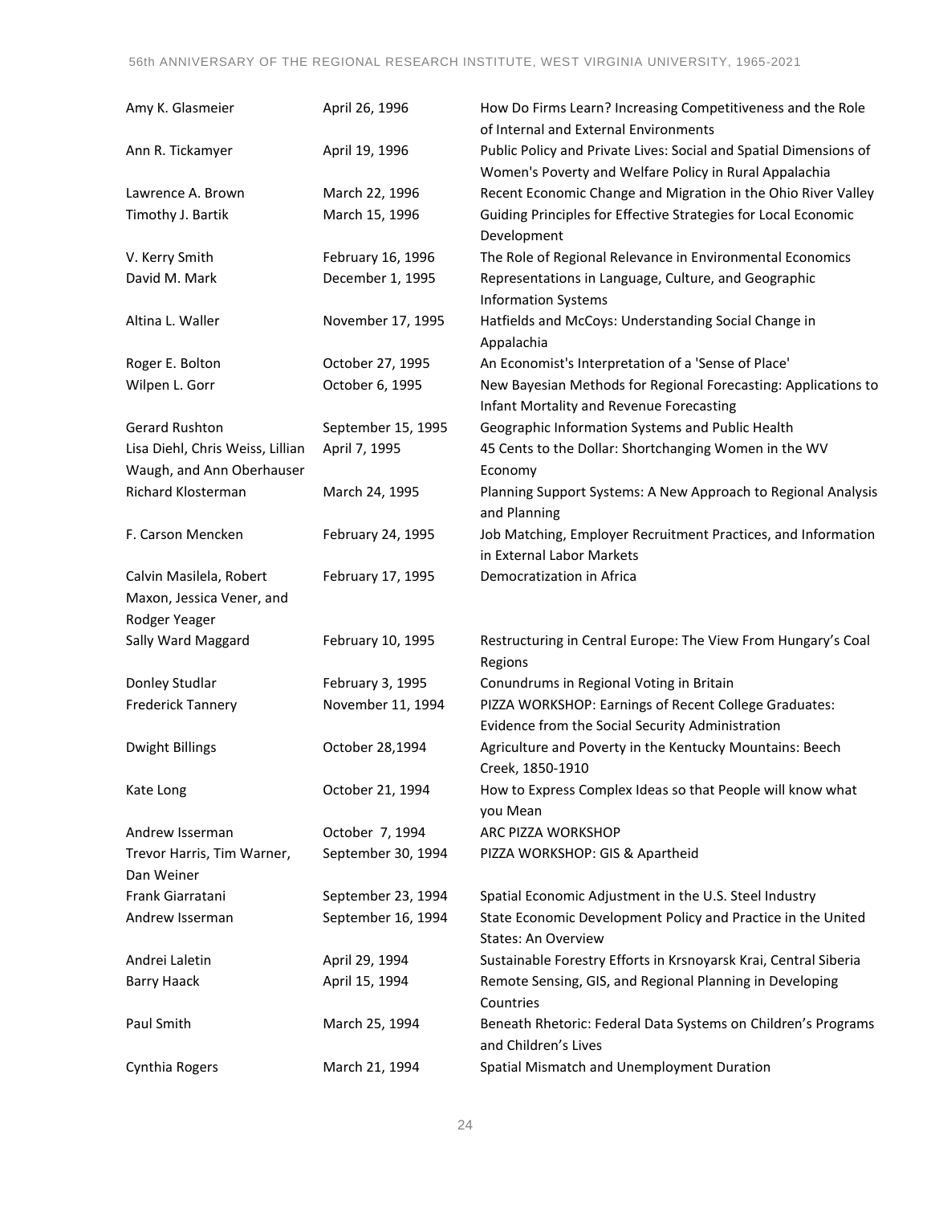| | | |
|---|---|---|
| Amy K. Glasmeier | April 26, 1996 | How Do Firms Learn? Increasing Competitiveness and the Role of Internal and External Environments |
| Ann R. Tickamyer | April 19, 1996 | Public Policy and Private Lives: Social and Spatial Dimensions of Women's Poverty and Welfare Policy in Rural Appalachia |
| Lawrence A. Brown | March 22, 1996 | Recent Economic Change and Migration in the Ohio River Valley |
| Timothy J. Bartik | March 15, 1996 | Guiding Principles for Effective Strategies for Local Economic Development |
| V. Kerry Smith | February 16, 1996 | The Role of Regional Relevance in Environmental Economics |
| David M. Mark | December 1, 1995 | Representations in Language, Culture, and Geographic Information Systems |
| Altina L. Waller | November 17, 1995 | Hatfields and McCoys: Understanding Social Change in Appalachia |
| Roger E. Bolton | October 27, 1995 | An Economist's Interpretation of a 'Sense of Place' |
| Wilpen L. Gorr | October 6, 1995 | New Bayesian Methods for Regional Forecasting: Applications to Infant Mortality and Revenue Forecasting |
| Gerard Rushton | September 15, 1995 | Geographic Information Systems and Public Health |
| Lisa Diehl, Chris Weiss, Lillian Waugh, and Ann Oberhauser | April 7, 1995 | 45 Cents to the Dollar: Shortchanging Women in the WV Economy |
| Richard Klosterman | March 24, 1995 | Planning Support Systems: A New Approach to Regional Analysis and Planning |
| F. Carson Mencken | February 24, 1995 | Job Matching, Employer Recruitment Practices, and Information in External Labor Markets |
| Calvin Masilela, Robert Maxon, Jessica Vener, and Rodger Yeager | February 17, 1995 | Democratization in Africa |
| Sally Ward Maggard | February 10, 1995 | Restructuring in Central Europe: The View From Hungary's Coal Regions |
| Donley Studlar | February 3, 1995 | Conundrums in Regional Voting in Britain |
| Frederick Tannery | November 11, 1994 | PIZZA WORKSHOP: Earnings of Recent College Graduates: Evidence from the Social Security Administration |
| Dwight Billings | October 28,1994 | Agriculture and Poverty in the Kentucky Mountains: Beech Creek, 1850-1910 |
| Kate Long | October 21, 1994 | How to Express Complex Ideas so that People will know what you Mean |
| Andrew Isserman | October 7, 1994 | ARC PIZZA WORKSHOP |
| Trevor Harris, Tim Warner, Dan Weiner | September 30, 1994 | PIZZA WORKSHOP: GIS & Apartheid |
| Frank Giarratani | September 23, 1994 | Spatial Economic Adjustment in the U.S. Steel Industry |
| Andrew Isserman | September 16, 1994 | State Economic Development Policy and Practice in the United States: An Overview |
| Andrei Laletin | April 29, 1994 | Sustainable Forestry Efforts in Krsnoyarsk Krai, Central Siberia |
| Barry Haack | April 15, 1994 | Remote Sensing, GIS, and Regional Planning in Developing Countries |
| Paul Smith | March 25, 1994 | Beneath Rhetoric: Federal Data Systems on Children's Programs and Children's Lives |
| Cynthia Rogers | March 21, 1994 | Spatial Mismatch and Unemployment Duration |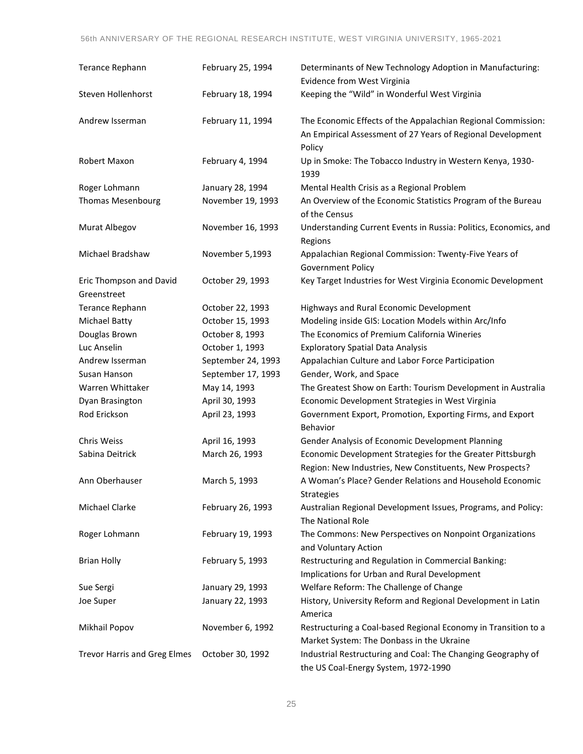| | | |
|---|---|---|
| Terance Rephann | February 25, 1994 | Determinants of New Technology Adoption in Manufacturing: Evidence from West Virginia |
| Steven Hollenhorst | February 18, 1994 | Keeping the “Wild” in Wonderful West Virginia |
| Andrew Isserman | February 11, 1994 | The Economic Effects of the Appalachian Regional Commission: An Empirical Assessment of 27 Years of Regional Development Policy |
| Robert Maxon | February 4, 1994 | Up in Smoke: The Tobacco Industry in Western Kenya, 1930-1939 |
| Roger Lohmann | January 28, 1994 | Mental Health Crisis as a Regional Problem |
| Thomas Mesenbourg | November 19, 1993 | An Overview of the Economic Statistics Program of the Bureau of the Census |
| Murat Albegov | November 16, 1993 | Understanding Current Events in Russia: Politics, Economics, and Regions |
| Michael Bradshaw | November 5,1993 | Appalachian Regional Commission: Twenty-Five Years of Government Policy |
| Eric Thompson and David Greenstreet | October 29, 1993 | Key Target Industries for West Virginia Economic Development |
| Terance Rephann | October 22, 1993 | Highways and Rural Economic Development |
| Michael Batty | October 15, 1993 | Modeling inside GIS: Location Models within Arc/Info |
| Douglas Brown | October 8, 1993 | The Economics of Premium California Wineries |
| Luc Anselin | October 1, 1993 | Exploratory Spatial Data Analysis |
| Andrew Isserman | September 24, 1993 | Appalachian Culture and Labor Force Participation |
| Susan Hanson | September 17, 1993 | Gender, Work, and Space |
| Warren Whittaker | May 14, 1993 | The Greatest Show on Earth: Tourism Development in Australia |
| Dyan Brasington | April 30, 1993 | Economic Development Strategies in West Virginia |
| Rod Erickson | April 23, 1993 | Government Export, Promotion, Exporting Firms, and Export Behavior |
| Chris Weiss | April 16, 1993 | Gender Analysis of Economic Development Planning |
| Sabina Deitrick | March 26, 1993 | Economic Development Strategies for the Greater Pittsburgh Region: New Industries, New Constituents, New Prospects? |
| Ann Oberhauser | March 5, 1993 | A Woman’s Place? Gender Relations and Household Economic Strategies |
| Michael Clarke | February 26, 1993 | Australian Regional Development Issues, Programs, and Policy: The National Role |
| Roger Lohmann | February 19, 1993 | The Commons: New Perspectives on Nonpoint Organizations and Voluntary Action |
| Brian Holly | February 5, 1993 | Restructuring and Regulation in Commercial Banking: Implications for Urban and Rural Development |
| Sue Sergi | January 29, 1993 | Welfare Reform: The Challenge of Change |
| Joe Super | January 22, 1993 | History, University Reform and Regional Development in Latin America |
| Mikhail Popov | November 6, 1992 | Restructuring a Coal-based Regional Economy in Transition to a Market System: The Donbass in the Ukraine |
| Trevor Harris and Greg Elmes | October 30, 1992 | Industrial Restructuring and Coal: The Changing Geography of the US Coal-Energy System, 1972-1990 |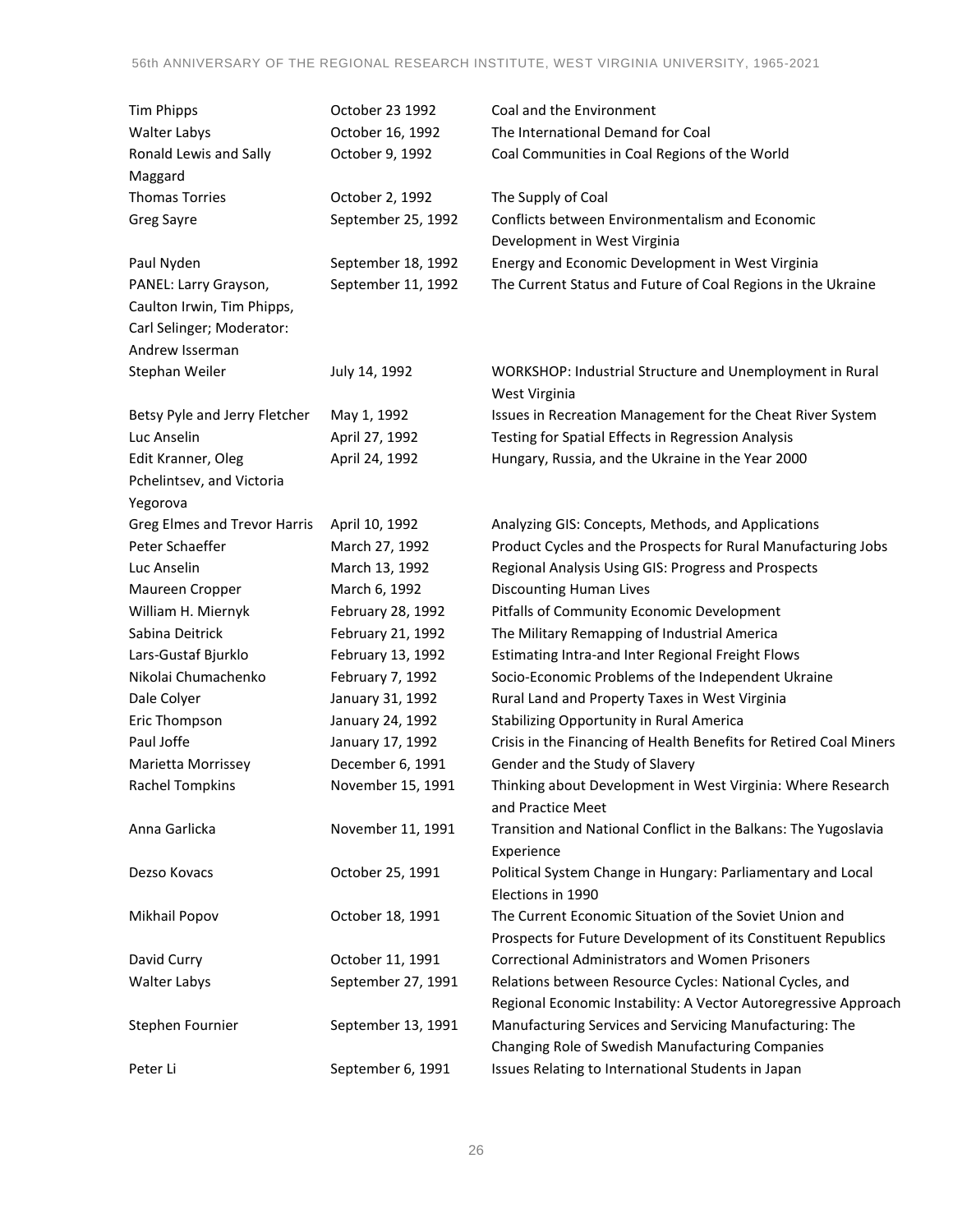| | | |
|---|---|---|
| Tim Phipps | October 23 1992 | Coal and the Environment |
| Walter Labys | October 16, 1992 | The International Demand for Coal |
| Ronald Lewis and Sally Maggard | October 9, 1992 | Coal Communities in Coal Regions of the World |
| Thomas Torries | October 2, 1992 | The Supply of Coal |
| Greg Sayre | September 25, 1992 | Conflicts between Environmentalism and Economic Development in West Virginia |
| Paul Nyden | September 18, 1992 | Energy and Economic Development in West Virginia |
| PANEL: Larry Grayson, Caulton Irwin, Tim Phipps, Carl Selinger; Moderator: Andrew Isserman | September 11, 1992 | The Current Status and Future of Coal Regions in the Ukraine |
| Stephan Weiler | July 14, 1992 | WORKSHOP: Industrial Structure and Unemployment in Rural West Virginia |
| Betsy Pyle and Jerry Fletcher | May 1, 1992 | Issues in Recreation Management for the Cheat River System |
| Luc Anselin | April 27, 1992 | Testing for Spatial Effects in Regression Analysis |
| Edit Kranner, Oleg Pchelintsev, and Victoria Yegorova | April 24, 1992 | Hungary, Russia, and the Ukraine in the Year 2000 |
| Greg Elmes and Trevor Harris | April 10, 1992 | Analyzing GIS: Concepts, Methods, and Applications |
| Peter Schaeffer | March 27, 1992 | Product Cycles and the Prospects for Rural Manufacturing Jobs |
| Luc Anselin | March 13, 1992 | Regional Analysis Using GIS: Progress and Prospects |
| Maureen Cropper | March 6, 1992 | Discounting Human Lives |
| William H. Miernyk | February 28, 1992 | Pitfalls of Community Economic Development |
| Sabina Deitrick | February 21, 1992 | The Military Remapping of Industrial America |
| Lars-Gustaf Bjurklo | February 13, 1992 | Estimating Intra-and Inter Regional Freight Flows |
| Nikolai Chumachenko | February 7, 1992 | Socio-Economic Problems of the Independent Ukraine |
| Dale Colyer | January 31, 1992 | Rural Land and Property Taxes in West Virginia |
| Eric Thompson | January 24, 1992 | Stabilizing Opportunity in Rural America |
| Paul Joffe | January 17, 1992 | Crisis in the Financing of Health Benefits for Retired Coal Miners |
| Marietta Morrissey | December 6, 1991 | Gender and the Study of Slavery |
| Rachel Tompkins | November 15, 1991 | Thinking about Development in West Virginia: Where Research and Practice Meet |
| Anna Garlicka | November 11, 1991 | Transition and National Conflict in the Balkans: The Yugoslavia Experience |
| Dezso Kovacs | October 25, 1991 | Political System Change in Hungary: Parliamentary and Local Elections in 1990 |
| Mikhail Popov | October 18, 1991 | The Current Economic Situation of the Soviet Union and Prospects for Future Development of its Constituent Republics |
| David Curry | October 11, 1991 | Correctional Administrators and Women Prisoners |
| Walter Labys | September 27, 1991 | Relations between Resource Cycles: National Cycles, and Regional Economic Instability: A Vector Autoregressive Approach |
| Stephen Fournier | September 13, 1991 | Manufacturing Services and Servicing Manufacturing: The Changing Role of Swedish Manufacturing Companies |
| Peter Li | September 6, 1991 | Issues Relating to International Students in Japan |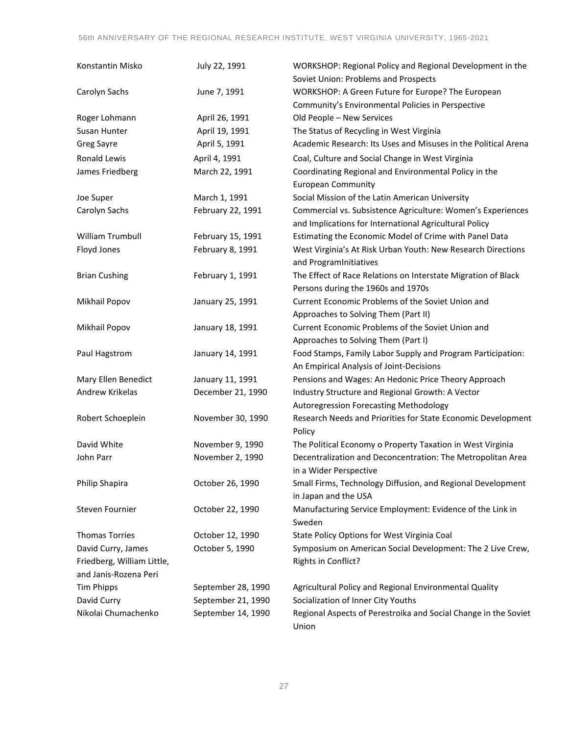| | | |
|---|---|---|
| Konstantin Misko | July 22, 1991 | WORKSHOP: Regional Policy and Regional Development in the Soviet Union: Problems and Prospects |
| Carolyn Sachs | June 7, 1991 | WORKSHOP: A Green Future for Europe? The European Community's Environmental Policies in Perspective |
| Roger Lohmann | April 26, 1991 | Old People – New Services |
| Susan Hunter | April 19, 1991 | The Status of Recycling in West Virginia |
| Greg Sayre | April 5, 1991 | Academic Research: Its Uses and Misuses in the Political Arena |
| Ronald Lewis | April 4, 1991 | Coal, Culture and Social Change in West Virginia |
| James Friedberg | March 22, 1991 | Coordinating Regional and Environmental Policy in the European Community |
| Joe Super | March 1, 1991 | Social Mission of the Latin American University |
| Carolyn Sachs | February 22, 1991 | Commercial vs. Subsistence Agriculture: Women's Experiences and Implications for International Agricultural Policy |
| William Trumbull | February 15, 1991 | Estimating the Economic Model of Crime with Panel Data |
| Floyd Jones | February 8, 1991 | West Virginia's At Risk Urban Youth: New Research Directions and ProgramInitiatives |
| Brian Cushing | February 1, 1991 | The Effect of Race Relations on Interstate Migration of Black Persons during the 1960s and 1970s |
| Mikhail Popov | January 25, 1991 | Current Economic Problems of the Soviet Union and Approaches to Solving Them (Part II) |
| Mikhail Popov | January 18, 1991 | Current Economic Problems of the Soviet Union and Approaches to Solving Them (Part I) |
| Paul Hagstrom | January 14, 1991 | Food Stamps, Family Labor Supply and Program Participation: An Empirical Analysis of Joint-Decisions |
| Mary Ellen Benedict | January 11, 1991 | Pensions and Wages: An Hedonic Price Theory Approach |
| Andrew Krikelas | December 21, 1990 | Industry Structure and Regional Growth: A Vector Autoregression Forecasting Methodology |
| Robert Schoeplein | November 30, 1990 | Research Needs and Priorities for State Economic Development Policy |
| David White | November 9, 1990 | The Political Economy o Property Taxation in West Virginia |
| John Parr | November 2, 1990 | Decentralization and Deconcentration: The Metropolitan Area in a Wider Perspective |
| Philip Shapira | October 26, 1990 | Small Firms, Technology Diffusion, and Regional Development in Japan and the USA |
| Steven Fournier | October 22, 1990 | Manufacturing Service Employment: Evidence of the Link in Sweden |
| Thomas Torries | October 12, 1990 | State Policy Options for West Virginia Coal |
| David Curry, James Friedberg, William Little, and Janis-Rozena Peri | October 5, 1990 | Symposium on American Social Development: The 2 Live Crew, Rights in Conflict? |
| Tim Phipps | September 28, 1990 | Agricultural Policy and Regional Environmental Quality |
| David Curry | September 21, 1990 | Socialization of Inner City Youths |
| Nikolai Chumachenko | September 14, 1990 | Regional Aspects of Perestroika and Social Change in the Soviet Union |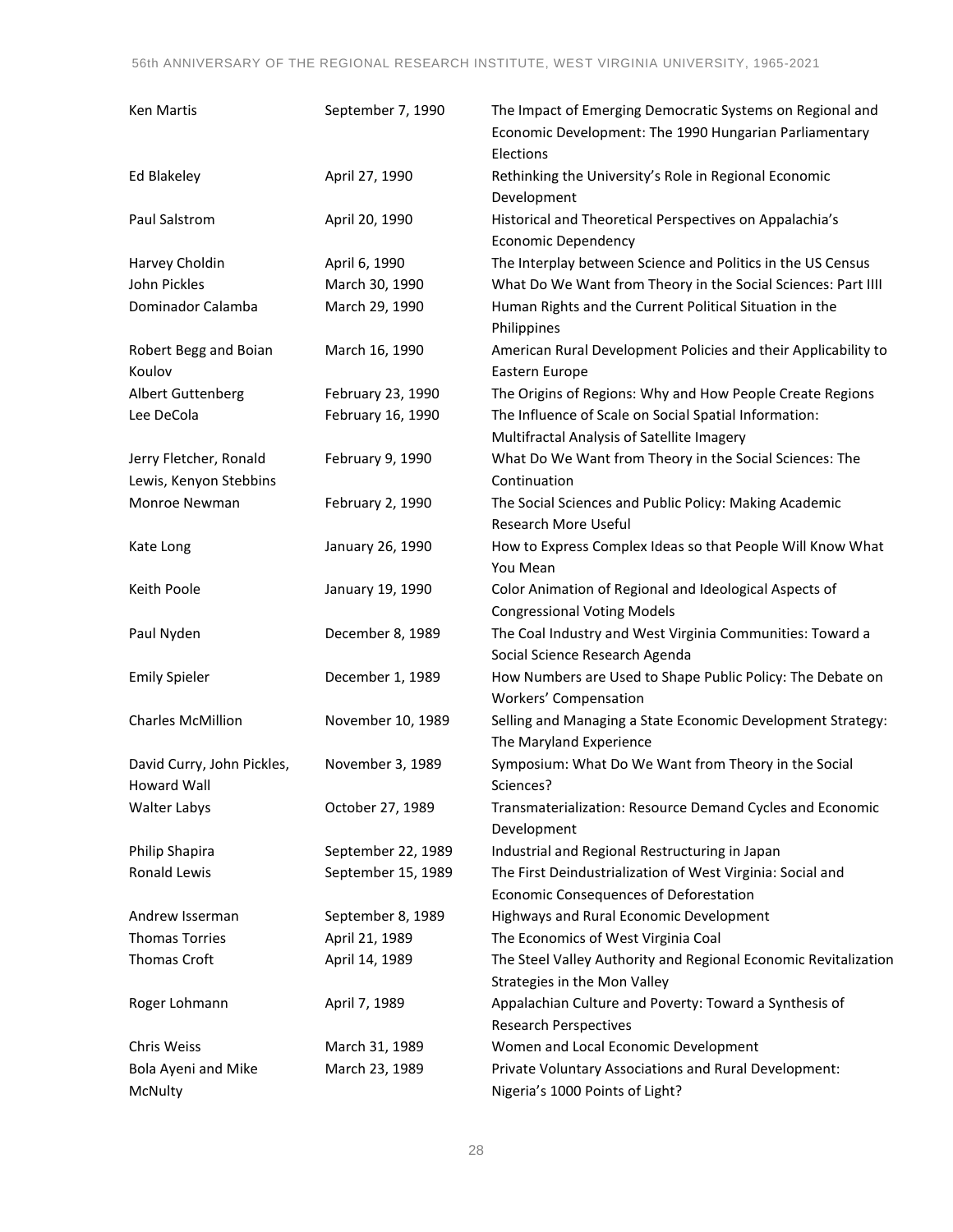| | | |
|---|---|---|
| Ken Martis | September 7, 1990 | The Impact of Emerging Democratic Systems on Regional and Economic Development: The 1990 Hungarian Parliamentary Elections |
| Ed Blakeley | April 27, 1990 | Rethinking the University's Role in Regional Economic Development |
| Paul Salstrom | April 20, 1990 | Historical and Theoretical Perspectives on Appalachia's Economic Dependency |
| Harvey Choldin | April 6, 1990 | The Interplay between Science and Politics in the US Census |
| John Pickles | March 30, 1990 | What Do We Want from Theory in the Social Sciences: Part IIII |
| Dominador Calamba | March 29, 1990 | Human Rights and the Current Political Situation in the Philippines |
| Robert Begg and Boian Koulov | March 16, 1990 | American Rural Development Policies and their Applicability to Eastern Europe |
| Albert Guttenberg | February 23, 1990 | The Origins of Regions: Why and How People Create Regions |
| Lee DeCola | February 16, 1990 | The Influence of Scale on Social Spatial Information: Multifractal Analysis of Satellite Imagery |
| Jerry Fletcher, Ronald Lewis, Kenyon Stebbins | February 9, 1990 | What Do We Want from Theory in the Social Sciences: The Continuation |
| Monroe Newman | February 2, 1990 | The Social Sciences and Public Policy: Making Academic Research More Useful |
| Kate Long | January 26, 1990 | How to Express Complex Ideas so that People Will Know What You Mean |
| Keith Poole | January 19, 1990 | Color Animation of Regional and Ideological Aspects of Congressional Voting Models |
| Paul Nyden | December 8, 1989 | The Coal Industry and West Virginia Communities: Toward a Social Science Research Agenda |
| Emily Spieler | December 1, 1989 | How Numbers are Used to Shape Public Policy: The Debate on Workers' Compensation |
| Charles McMillion | November 10, 1989 | Selling and Managing a State Economic Development Strategy: The Maryland Experience |
| David Curry, John Pickles, Howard Wall | November 3, 1989 | Symposium: What Do We Want from Theory in the Social Sciences? |
| Walter Labys | October 27, 1989 | Transmaterialization: Resource Demand Cycles and Economic Development |
| Philip Shapira | September 22, 1989 | Industrial and Regional Restructuring in Japan |
| Ronald Lewis | September 15, 1989 | The First Deindustrialization of West Virginia: Social and Economic Consequences of Deforestation |
| Andrew Isserman | September 8, 1989 | Highways and Rural Economic Development |
| Thomas Torries | April 21, 1989 | The Economics of West Virginia Coal |
| Thomas Croft | April 14, 1989 | The Steel Valley Authority and Regional Economic Revitalization Strategies in the Mon Valley |
| Roger Lohmann | April 7, 1989 | Appalachian Culture and Poverty: Toward a Synthesis of Research Perspectives |
| Chris Weiss | March 31, 1989 | Women and Local Economic Development |
| Bola Ayeni and Mike McNulty | March 23, 1989 | Private Voluntary Associations and Rural Development: Nigeria's 1000 Points of Light? |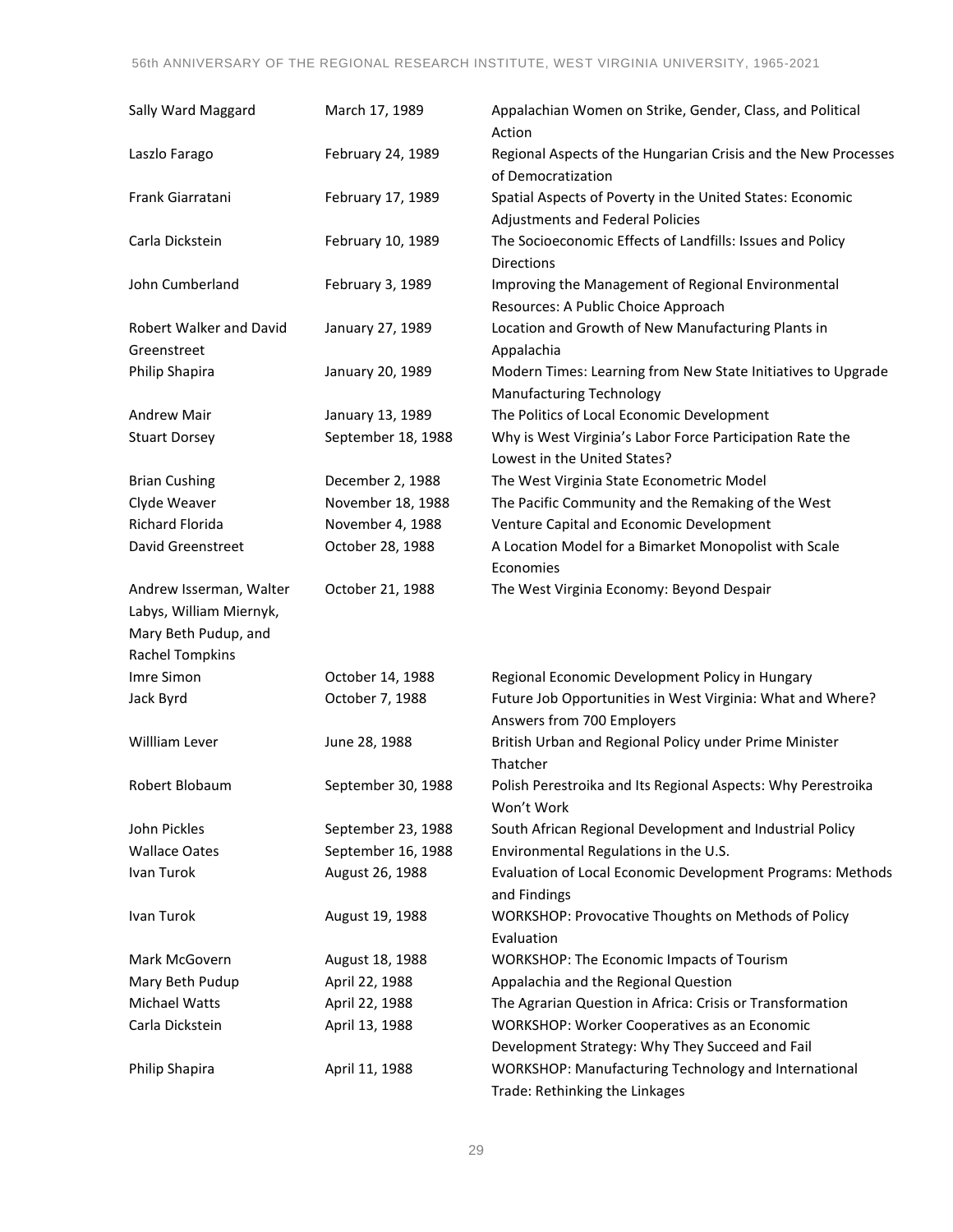| | | |
|---|---|---|
| Sally Ward Maggard | March 17, 1989 | Appalachian Women on Strike, Gender, Class, and Political Action |
| Laszlo Farago | February 24, 1989 | Regional Aspects of the Hungarian Crisis and the New Processes of Democratization |
| Frank Giarratani | February 17, 1989 | Spatial Aspects of Poverty in the United States: Economic Adjustments and Federal Policies |
| Carla Dickstein | February 10, 1989 | The Socioeconomic Effects of Landfills: Issues and Policy Directions |
| John Cumberland | February 3, 1989 | Improving the Management of Regional Environmental Resources: A Public Choice Approach |
| Robert Walker and David Greenstreet | January 27, 1989 | Location and Growth of New Manufacturing Plants in Appalachia |
| Philip Shapira | January 20, 1989 | Modern Times: Learning from New State Initiatives to Upgrade Manufacturing Technology |
| Andrew Mair | January 13, 1989 | The Politics of Local Economic Development |
| Stuart Dorsey | September 18, 1988 | Why is West Virginia's Labor Force Participation Rate the Lowest in the United States? |
| Brian Cushing | December 2, 1988 | The West Virginia State Econometric Model |
| Clyde Weaver | November 18, 1988 | The Pacific Community and the Remaking of the West |
| Richard Florida | November 4, 1988 | Venture Capital and Economic Development |
| David Greenstreet | October 28, 1988 | A Location Model for a Bimarket Monopolist with Scale Economies |
| Andrew Isserman, Walter Labys, William Miernyk, Mary Beth Pudup, and Rachel Tompkins | October 21, 1988 | The West Virginia Economy: Beyond Despair |
| Imre Simon | October 14, 1988 | Regional Economic Development Policy in Hungary |
| Jack Byrd | October 7, 1988 | Future Job Opportunities in West Virginia: What and Where? Answers from 700 Employers |
| Willliam Lever | June 28, 1988 | British Urban and Regional Policy under Prime Minister Thatcher |
| Robert Blobaum | September 30, 1988 | Polish Perestroika and Its Regional Aspects: Why Perestroika Won't Work |
| John Pickles | September 23, 1988 | South African Regional Development and Industrial Policy |
| Wallace Oates | September 16, 1988 | Environmental Regulations in the U.S. |
| Ivan Turok | August 26, 1988 | Evaluation of Local Economic Development Programs: Methods and Findings |
| Ivan Turok | August 19, 1988 | WORKSHOP: Provocative Thoughts on Methods of Policy Evaluation |
| Mark McGovern | August 18, 1988 | WORKSHOP: The Economic Impacts of Tourism |
| Mary Beth Pudup | April 22, 1988 | Appalachia and the Regional Question |
| Michael Watts | April 22, 1988 | The Agrarian Question in Africa: Crisis or Transformation |
| Carla Dickstein | April 13, 1988 | WORKSHOP: Worker Cooperatives as an Economic Development Strategy: Why They Succeed and Fail |
| Philip Shapira | April 11, 1988 | WORKSHOP: Manufacturing Technology and International Trade: Rethinking the Linkages |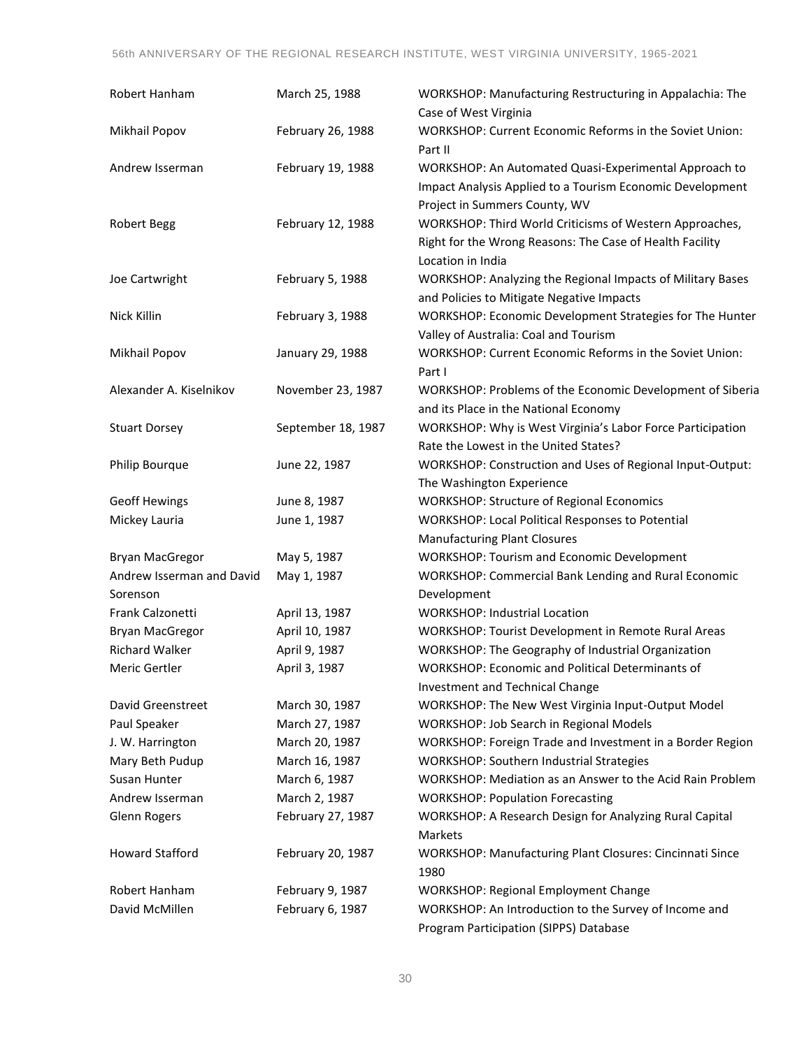| | | |
|---|---|---|
| Robert Hanham | March 25, 1988 | WORKSHOP: Manufacturing Restructuring in Appalachia: The Case of West Virginia |
| Mikhail Popov | February 26, 1988 | WORKSHOP: Current Economic Reforms in the Soviet Union: Part II |
| Andrew Isserman | February 19, 1988 | WORKSHOP: An Automated Quasi-Experimental Approach to Impact Analysis Applied to a Tourism Economic Development Project in Summers County, WV |
| Robert Begg | February 12, 1988 | WORKSHOP: Third World Criticisms of Western Approaches, Right for the Wrong Reasons: The Case of Health Facility Location in India |
| Joe Cartwright | February 5, 1988 | WORKSHOP: Analyzing the Regional Impacts of Military Bases and Policies to Mitigate Negative Impacts |
| Nick Killin | February 3, 1988 | WORKSHOP: Economic Development Strategies for The Hunter Valley of Australia: Coal and Tourism |
| Mikhail Popov | January 29, 1988 | WORKSHOP: Current Economic Reforms in the Soviet Union: Part I |
| Alexander A. Kiselnikov | November 23, 1987 | WORKSHOP: Problems of the Economic Development of Siberia and its Place in the National Economy |
| Stuart Dorsey | September 18, 1987 | WORKSHOP: Why is West Virginia's Labor Force Participation Rate the Lowest in the United States? |
| Philip Bourque | June 22, 1987 | WORKSHOP: Construction and Uses of Regional Input-Output: The Washington Experience |
| Geoff Hewings | June 8, 1987 | WORKSHOP: Structure of Regional Economics |
| Mickey Lauria | June 1, 1987 | WORKSHOP: Local Political Responses to Potential Manufacturing Plant Closures |
| Bryan MacGregor | May 5, 1987 | WORKSHOP: Tourism and Economic Development |
| Andrew Isserman and David Sorenson | May 1, 1987 | WORKSHOP: Commercial Bank Lending and Rural Economic Development |
| Frank Calzonetti | April 13, 1987 | WORKSHOP: Industrial Location |
| Bryan MacGregor | April 10, 1987 | WORKSHOP: Tourist Development in Remote Rural Areas |
| Richard Walker | April 9, 1987 | WORKSHOP: The Geography of Industrial Organization |
| Meric Gertler | April 3, 1987 | WORKSHOP: Economic and Political Determinants of Investment and Technical Change |
| David Greenstreet | March 30, 1987 | WORKSHOP: The New West Virginia Input-Output Model |
| Paul Speaker | March 27, 1987 | WORKSHOP: Job Search in Regional Models |
| J. W. Harrington | March 20, 1987 | WORKSHOP: Foreign Trade and Investment in a Border Region |
| Mary Beth Pudup | March 16, 1987 | WORKSHOP: Southern Industrial Strategies |
| Susan Hunter | March 6, 1987 | WORKSHOP: Mediation as an Answer to the Acid Rain Problem |
| Andrew Isserman | March 2, 1987 | WORKSHOP: Population Forecasting |
| Glenn Rogers | February 27, 1987 | WORKSHOP: A Research Design for Analyzing Rural Capital Markets |
| Howard Stafford | February 20, 1987 | WORKSHOP: Manufacturing Plant Closures: Cincinnati Since 1980 |
| Robert Hanham | February 9, 1987 | WORKSHOP: Regional Employment Change |
| David McMillen | February 6, 1987 | WORKSHOP: An Introduction to the Survey of Income and Program Participation (SIPPS) Database |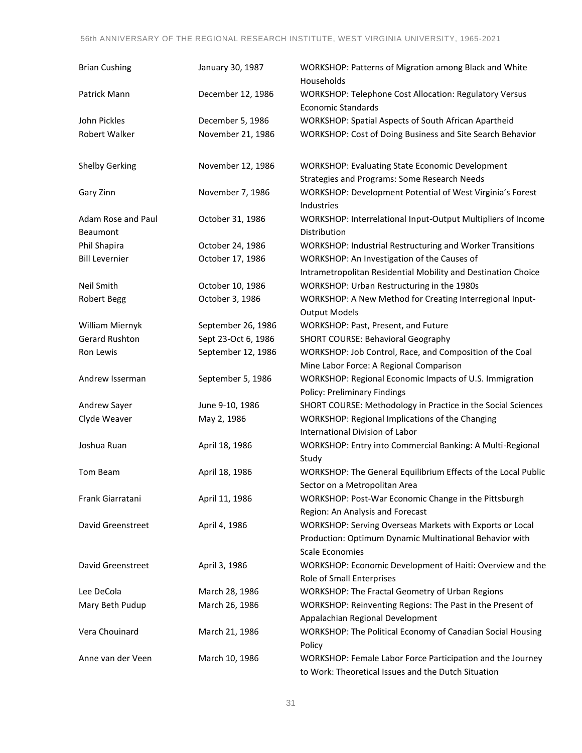| | | |
|---|---|---|
| Brian Cushing | January 30, 1987 | WORKSHOP: Patterns of Migration among Black and White Households |
| Patrick Mann | December 12, 1986 | WORKSHOP: Telephone Cost Allocation: Regulatory Versus Economic Standards |
| John Pickles | December 5, 1986 | WORKSHOP: Spatial Aspects of South African Apartheid |
| Robert Walker | November 21, 1986 | WORKSHOP: Cost of Doing Business and Site Search Behavior |
| Shelby Gerking | November 12, 1986 | WORKSHOP: Evaluating State Economic Development Strategies and Programs: Some Research Needs |
| Gary Zinn | November 7, 1986 | WORKSHOP: Development Potential of West Virginia's Forest Industries |
| Adam Rose and Paul Beaumont | October 31, 1986 | WORKSHOP: Interrelational Input-Output Multipliers of Income Distribution |
| Phil Shapira | October 24, 1986 | WORKSHOP: Industrial Restructuring and Worker Transitions |
| Bill Levernier | October 17, 1986 | WORKSHOP: An Investigation of the Causes of Intrametropolitan Residential Mobility and Destination Choice |
| Neil Smith | October 10, 1986 | WORKSHOP: Urban Restructuring in the 1980s |
| Robert Begg | October 3, 1986 | WORKSHOP: A New Method for Creating Interregional Input-Output Models |
| William Miernyk | September 26, 1986 | WORKSHOP: Past, Present, and Future |
| Gerard Rushton | Sept 23-Oct 6, 1986 | SHORT COURSE: Behavioral Geography |
| Ron Lewis | September 12, 1986 | WORKSHOP: Job Control, Race, and Composition of the Coal Mine Labor Force: A Regional Comparison |
| Andrew Isserman | September 5, 1986 | WORKSHOP: Regional Economic Impacts of U.S. Immigration Policy: Preliminary Findings |
| Andrew Sayer | June 9-10, 1986 | SHORT COURSE: Methodology in Practice in the Social Sciences |
| Clyde Weaver | May 2, 1986 | WORKSHOP: Regional Implications of the Changing International Division of Labor |
| Joshua Ruan | April 18, 1986 | WORKSHOP: Entry into Commercial Banking: A Multi-Regional Study |
| Tom Beam | April 18, 1986 | WORKSHOP: The General Equilibrium Effects of the Local Public Sector on a Metropolitan Area |
| Frank Giarratani | April 11, 1986 | WORKSHOP: Post-War Economic Change in the Pittsburgh Region: An Analysis and Forecast |
| David Greenstreet | April 4, 1986 | WORKSHOP: Serving Overseas Markets with Exports or Local Production: Optimum Dynamic Multinational Behavior with Scale Economies |
| David Greenstreet | April 3, 1986 | WORKSHOP: Economic Development of Haiti: Overview and the Role of Small Enterprises |
| Lee DeCola | March 28, 1986 | WORKSHOP: The Fractal Geometry of Urban Regions |
| Mary Beth Pudup | March 26, 1986 | WORKSHOP: Reinventing Regions: The Past in the Present of Appalachian Regional Development |
| Vera Chouinard | March 21, 1986 | WORKSHOP: The Political Economy of Canadian Social Housing Policy |
| Anne van der Veen | March 10, 1986 | WORKSHOP: Female Labor Force Participation and the Journey to Work: Theoretical Issues and the Dutch Situation |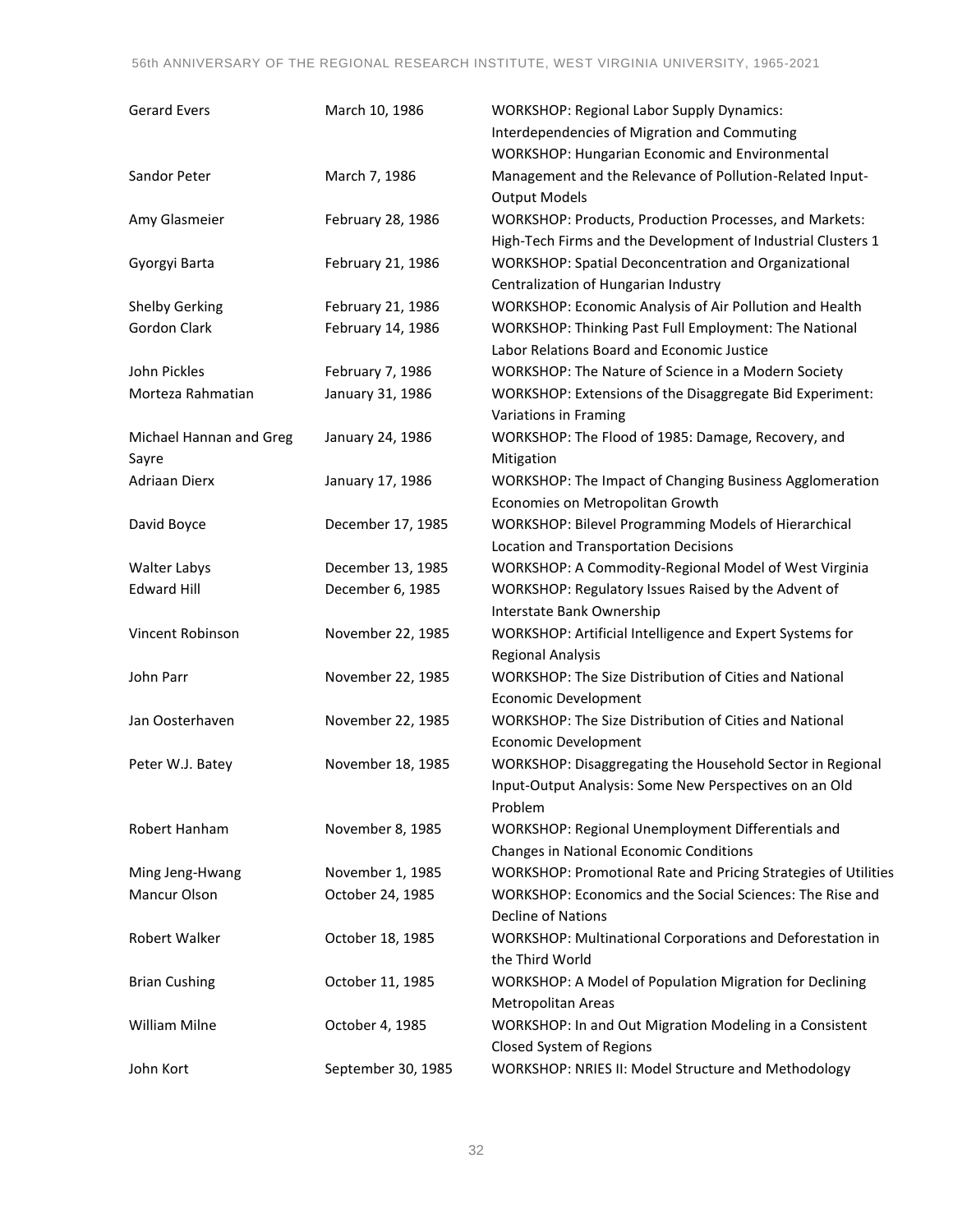| | | |
|---|---|---|
| Gerard Evers | March 10, 1986 | WORKSHOP: Regional Labor Supply Dynamics: Interdependencies of Migration and Commuting |
| Sandor Peter | March 7, 1986 | WORKSHOP: Hungarian Economic and Environmental Management and the Relevance of Pollution-Related Input-Output Models |
| Amy Glasmeier | February 28, 1986 | WORKSHOP: Products, Production Processes, and Markets: High-Tech Firms and the Development of Industrial Clusters 1 |
| Gyorgyi Barta | February 21, 1986 | WORKSHOP: Spatial Deconcentration and Organizational Centralization of Hungarian Industry |
| Shelby Gerking | February 21, 1986 | WORKSHOP: Economic Analysis of Air Pollution and Health |
| Gordon Clark | February 14, 1986 | WORKSHOP: Thinking Past Full Employment: The National Labor Relations Board and Economic Justice |
| John Pickles | February 7, 1986 | WORKSHOP: The Nature of Science in a Modern Society |
| Morteza Rahmatian | January 31, 1986 | WORKSHOP: Extensions of the Disaggregate Bid Experiment: Variations in Framing |
| Michael Hannan and Greg Sayre | January 24, 1986 | WORKSHOP: The Flood of 1985: Damage, Recovery, and Mitigation |
| Adriaan Dierx | January 17, 1986 | WORKSHOP: The Impact of Changing Business Agglomeration Economies on Metropolitan Growth |
| David Boyce | December 17, 1985 | WORKSHOP: Bilevel Programming Models of Hierarchical Location and Transportation Decisions |
| Walter Labys | December 13, 1985 | WORKSHOP: A Commodity-Regional Model of West Virginia |
| Edward Hill | December 6, 1985 | WORKSHOP: Regulatory Issues Raised by the Advent of Interstate Bank Ownership |
| Vincent Robinson | November 22, 1985 | WORKSHOP: Artificial Intelligence and Expert Systems for Regional Analysis |
| John Parr | November 22, 1985 | WORKSHOP: The Size Distribution of Cities and National Economic Development |
| Jan Oosterhaven | November 22, 1985 | WORKSHOP: The Size Distribution of Cities and National Economic Development |
| Peter W.J. Batey | November 18, 1985 | WORKSHOP: Disaggregating the Household Sector in Regional Input-Output Analysis: Some New Perspectives on an Old Problem |
| Robert Hanham | November 8, 1985 | WORKSHOP: Regional Unemployment Differentials and Changes in National Economic Conditions |
| Ming Jeng-Hwang | November 1, 1985 | WORKSHOP: Promotional Rate and Pricing Strategies of Utilities |
| Mancur Olson | October 24, 1985 | WORKSHOP: Economics and the Social Sciences: The Rise and Decline of Nations |
| Robert Walker | October 18, 1985 | WORKSHOP: Multinational Corporations and Deforestation in the Third World |
| Brian Cushing | October 11, 1985 | WORKSHOP: A Model of Population Migration for Declining Metropolitan Areas |
| William Milne | October 4, 1985 | WORKSHOP: In and Out Migration Modeling in a Consistent Closed System of Regions |
| John Kort | September 30, 1985 | WORKSHOP: NRIES II: Model Structure and Methodology |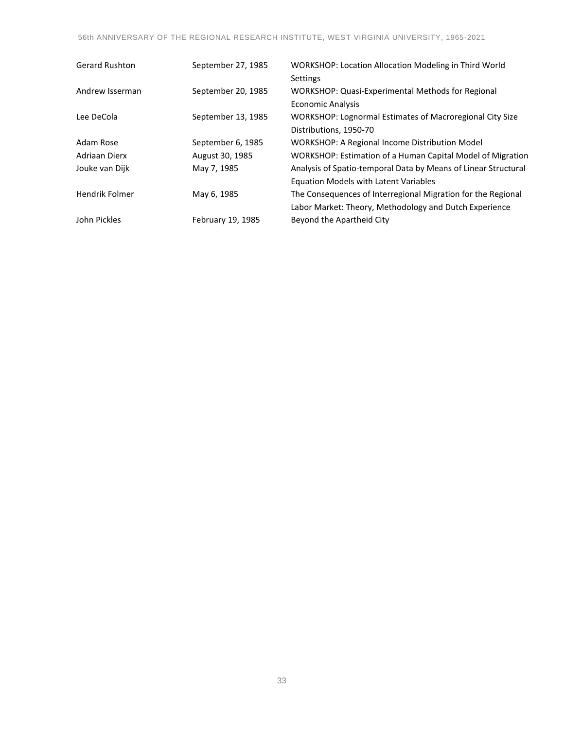| | | |
|---|---|---|
| Gerard Rushton | September 27, 1985 | WORKSHOP: Location Allocation Modeling in Third World Settings |
| Andrew Isserman | September 20, 1985 | WORKSHOP: Quasi-Experimental Methods for Regional Economic Analysis |
| Lee DeCola | September 13, 1985 | WORKSHOP: Lognormal Estimates of Macroregional City Size Distributions, 1950-70 |
| Adam Rose | September 6, 1985 | WORKSHOP: A Regional Income Distribution Model |
| Adriaan Dierx | August 30, 1985 | WORKSHOP: Estimation of a Human Capital Model of Migration |
| Jouke van Dijk | May 7, 1985 | Analysis of Spatio-temporal Data by Means of Linear Structural Equation Models with Latent Variables |
| Hendrik Folmer | May 6, 1985 | The Consequences of Interregional Migration for the Regional Labor Market: Theory, Methodology and Dutch Experience |
| John Pickles | February 19, 1985 | Beyond the Apartheid City |